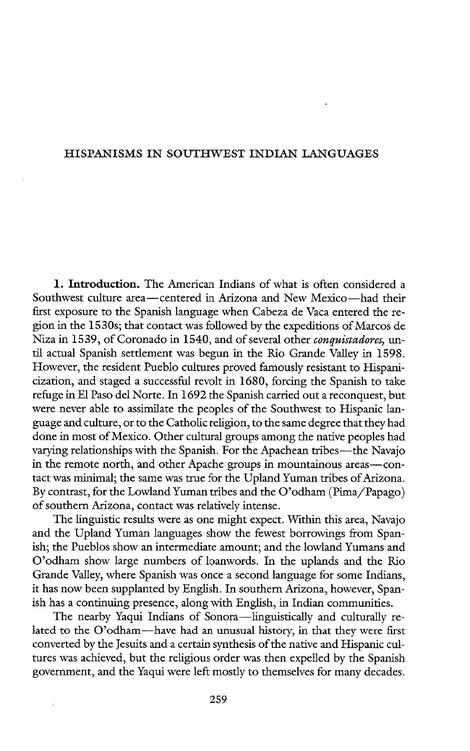# HISPANISMS IN SOUTHWEST INDIAN LANGUAGES

**1. Introduction.** The American Indians of what is often considered a Southwest culture area—centered in Arizona and New Mexico—had their first exposure to the Spanish language when Cabeza de Vaca entered the region in the 1530s; that contact was followed by the expeditions of Marcos de Niza in 1539, of Coronado in 1540, and of several other *conquistadores*, until actual Spanish settlement was begun in the Rio Grande Valley in 1598. However, the resident Pueblo cultures proved famously resistant to Hispanicization, and staged a successful revolt in 1680, forcing the Spanish to take refuge in El Paso del Norte. In 1692 the Spanish carried out a reconquest, but were never able to assimilate the peoples of the Southwest to Hispanic language and culture, or to the Catholic religion, to the same degree that they had done in most of Mexico. Other cultural groups among the native peoples had varying relationships with the Spanish. For the Apachean tribes—the Navajo in the remote north, and other Apache groups in mountainous areas—contact was minimal; the same was true for the Upland Yuman tribes of Arizona. By contrast, for the Lowland Yuman tribes and the O'odham (Pima/Papago) of southern Arizona, contact was relatively intense.

The linguistic results were as one might expect. Within this area, Navajo and the Upland Yuman languages show the fewest borrowings from Spanish; the Pueblos show an intermediate amount; and the lowland Yumans and O'odham show large numbers of loanwords. In the uplands and the Rio Grande Valley, where Spanish was once a second language for some Indians, it has now been supplanted by English. In southern Arizona, however, Spanish has a continuing presence, along with English, in Indian communities.

The nearby Yaqui Indians of Sonora—linguistically and culturally related to the O'odham—have had an unusual history, in that they were first converted by the Jesuits and a certain synthesis of the native and Hispanic cultures was achieved, but the religious order was then expelled by the Spanish government, and the Yaqui were left mostly to themselves for many decades.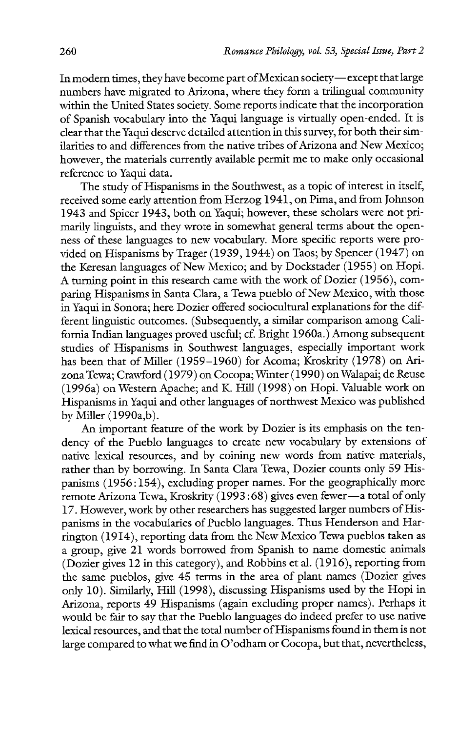In modern times, they have become part of Mexican society—except that large numbers have migrated to Arizona, where they form a trilingual community within the United States society. Some reports indicate that the incorporation of Spanish vocabulary into the Yaqui language is virtually open-ended. It is clear that the Yaqui deserve detailed attention in this survey, for both their similarities to and differences from the native tribes of Arizona and New Mexico; however, the materials currently available permit me to make only occasional reference to Yaqui data.

The study of Hispanisms in the Southwest, as a topic of interest in itself, received some early attention from Herzog 1941, on Pima, and from Johnson 1943 and Spicer 1943, both on Yaqui; however, these scholars were not primarily linguists, and they wrote in somewhat general terms about the openness of these languages to new vocabulary. More specific reports were provided on Hispanisms by Trager (1939, 1944) on Taos; by Spencer (1947) on the Keresan languages of New Mexico; and by Dockstader (1955) on Hopi. A turning point in this research came with the work of Dozier (1956), comparing Hispanisms in Santa Clara, a Tewa pueblo of New Mexico, with those in Yaqui in Sonora; here Dozier offered sociocultural explanations for the different linguistic outcomes. (Subsequently, a similar comparison among California Indian languages proved useful; cf. Bright 1960a.) Among subsequent studies of Hispanisms in Southwest languages, especially important work has been that of Miller (1959–1960) for Acoma; Kroskrity (1978) on Arizona Tewa; Crawford (1979) on Cocopa; Winter (1990) on Walapai; de Reuse (1996a) on Western Apache; and K. Hill (1998) on Hopi. Valuable work on Hispanisms in Yaqui and other languages of northwest Mexico was published by Miller (1990a,b).

An important feature of the work by Dozier is its emphasis on the tendency of the Pueblo languages to create new vocabulary by extensions of native lexical resources, and by coining new words from native materials, rather than by borrowing. In Santa Clara Tewa, Dozier counts only 59 Hispanisms (1956:154), excluding proper names. For the geographically more remote Arizona Tewa, Kroskrity (1993:68) gives even fewer—a total of only 17. However, work by other researchers has suggested larger numbers of Hispanisms in the vocabularies of Pueblo languages. Thus Henderson and Harrington (1914), reporting data from the New Mexico Tewa pueblos taken as a group, give 21 words borrowed from Spanish to name domestic animals (Dozier gives 12 in this category), and Robbins et al. (1916), reporting from the same pueblos, give 45 terms in the area of plant names (Dozier gives only 10). Similarly, Hill (1998), discussing Hispanisms used by the Hopi in Arizona, reports 49 Hispanisms (again excluding proper names). Perhaps it would be fair to say that the Pueblo languages do indeed prefer to use native lexical resources, and that the total number of Hispanisms found in them is not large compared to what we find in O'odham or Cocopa, but that, nevertheless,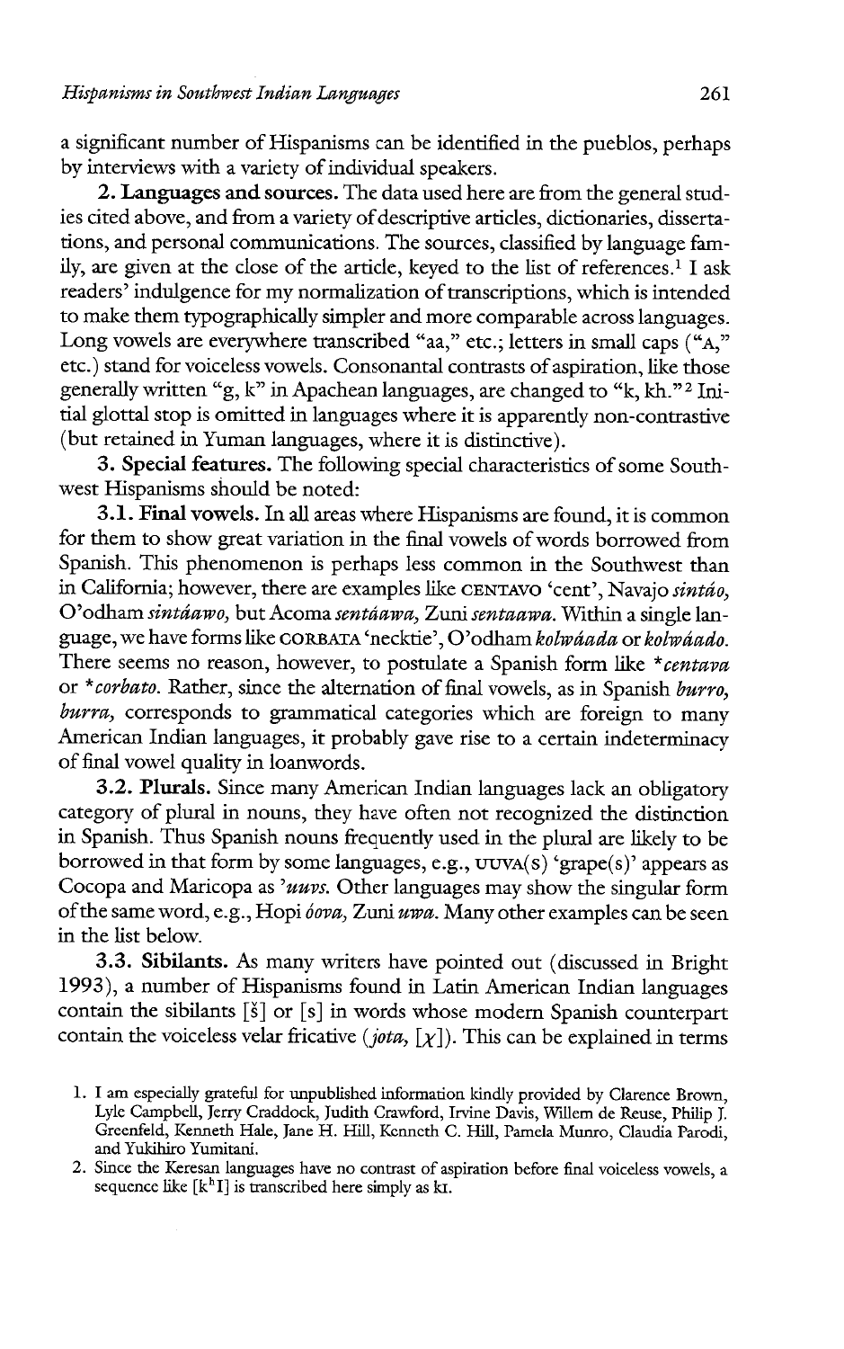a significant number of Hispanisms can be identified in the pueblos, perhaps by interviews with a variety of individual speakers.

**2. Languages and sources.** The data used here are from the general studies cited above, and from a variety of descriptive articles, dictionaries, dissertations, and personal communications. The sources, classified by language family, are given at the close of the article, keyed to the list of references.[1] I ask readers' indulgence for my normalization of transcriptions, which is intended to make them typographically simpler and more comparable across languages. Long vowels are everywhere transcribed "aa," etc.; letters in small caps ("A," etc.) stand for voiceless vowels. Consonantal contrasts of aspiration, like those generally written "g, k" in Apachean languages, are changed to "k, kh."[2] Initial glottal stop is omitted in languages where it is apparently non-contrastive (but retained in Yuman languages, where it is distinctive).

**3. Special features.** The following special characteristics of some Southwest Hispanisms should be noted:

**3.1. Final vowels.** In all areas where Hispanisms are found, it is common for them to show great variation in the final vowels of words borrowed from Spanish. This phenomenon is perhaps less common in the Southwest than in California; however, there are examples like CENTAVO 'cent', Navajo *sintáo,* O'odham *sintáawo,* but Acoma *sentáawa,* Zuni *sentaawa.* Within a single language, we have forms like CORBATA 'necktie', O'odham *kolwáada* or *kolwáado.* There seems no reason, however, to postulate a Spanish form like *\*centava* or *\*corbato.* Rather, since the alternation of final vowels, as in Spanish *burro, burra,* corresponds to grammatical categories which are foreign to many American Indian languages, it probably gave rise to a certain indeterminacy of final vowel quality in loanwords.

**3.2. Plurals.** Since many American Indian languages lack an obligatory category of plural in nouns, they have often not recognized the distinction in Spanish. Thus Spanish nouns frequently used in the plural are likely to be borrowed in that form by some languages, e.g., UUVA(S) 'grape(s)' appears as Cocopa and Maricopa as *'uuvs.* Other languages may show the singular form of the same word, e.g., Hopi *óova,* Zuni *uwa.* Many other examples can be seen in the list below.

**3.3. Sibilants.** As many writers have pointed out (discussed in Bright 1993), a number of Hispanisms found in Latin American Indian languages contain the sibilants [š] or [s] in words whose modern Spanish counterpart contain the voiceless velar fricative (*jota,* [χ]). This can be explained in terms

1. I am especially grateful for unpublished information kindly provided by Clarence Brown, Lyle Campbell, Jerry Craddock, Judith Crawford, Irvine Davis, Willem de Reuse, Philip J. Greenfeld, Kenneth Hale, Jane H. Hill, Kenneth C. Hill, Pamela Munro, Claudia Parodi, and Yukihiro Yumitani.
2. Since the Keresan languages have no contrast of aspiration before final voiceless vowels, a sequence like [kʰI] is transcribed here simply as kI.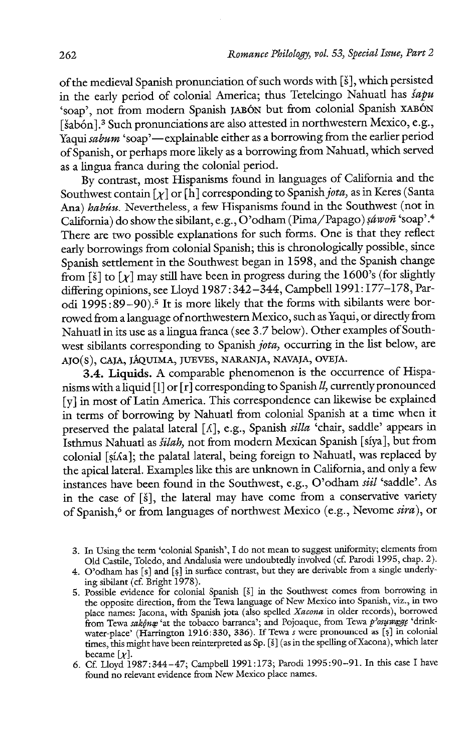of the medieval Spanish pronunciation of such words with [š], which persisted in the early period of colonial America; thus Tetelcingo Nahuatl has *šapu* 'soap', not from modern Spanish JABÓN but from colonial Spanish XABÓN [šabón].[3] Such pronunciations are also attested in northwestern Mexico, e.g., Yaqui *sabum* 'soap'—explainable either as a borrowing from the earlier period of Spanish, or perhaps more likely as a borrowing from Nahuatl, which served as a lingua franca during the colonial period.

By contrast, most Hispanisms found in languages of California and the Southwest contain [χ] or [h] corresponding to Spanish *jota,* as in Keres (Santa Ana) *habúu*. Nevertheless, a few Hispanisms found in the Southwest (not in California) do show the sibilant, e.g., O'odham (Pima/Papago) *ṣáwoñ* 'soap'.[4] There are two possible explanations for such forms. One is that they reflect early borrowings from colonial Spanish; this is chronologically possible, since Spanish settlement in the Southwest began in 1598, and the Spanish change from [š] to [χ] may still have been in progress during the 1600's (for slightly differing opinions, see Lloyd 1987:342–344, Campbell 1991:177–178, Parodi 1995:89–90).[5] It is more likely that the forms with sibilants were borrowed from a language of northwestern Mexico, such as Yaqui, or directly from Nahuatl in its use as a lingua franca (see 3.7 below). Other examples of Southwest sibilants corresponding to Spanish *jota,* occurring in the list below, are AJO(S), CAJA, JÁQUIMA, JUEVES, NARANJA, NAVAJA, OVEJA.

**3.4. Liquids.** A comparable phenomenon is the occurrence of Hispanisms with a liquid [l] or [r] corresponding to Spanish *ll,* currently pronounced [y] in most of Latin America. This correspondence can likewise be explained in terms of borrowing by Nahuatl from colonial Spanish at a time when it preserved the palatal lateral [ʎ], e.g., Spanish *silla* 'chair, saddle' appears in Isthmus Nahuatl as *šilah,* not from modern Mexican Spanish [síya], but from colonial [ṣíʎa]; the palatal lateral, being foreign to Nahuatl, was replaced by the apical lateral. Examples like this are unknown in California, and only a few instances have been found in the Southwest, e.g., O'odham *siil* 'saddle'. As in the case of [š], the lateral may have come from a conservative variety of Spanish,[6] or from languages of northwest Mexico (e.g., Nevome *sira*), or

3. In Using the term 'colonial Spanish', I do not mean to suggest uniformity; elements from Old Castile, Toledo, and Andalusia were undoubtedly involved (cf. Parodi 1995, chap. 2).

4. O'odham has [s] and [ṣ] in surface contrast, but they are derivable from a single underlying sibilant (cf. Bright 1978).

5. Possible evidence for colonial Spanish [š] in the Southwest comes from borrowing in the opposite direction, from the Tewa language of New Mexico into Spanish, viz., in two place names: Jacona, with Spanish jota (also spelled *Xacona* in older records), borrowed from Tewa *sakǫ́næ* 'at the tobacco barranca'; and Pojoaque, from Tewa *p'osųwæ̨gę* 'drink-water-place' (Harrington 1916:330, 336). If Tewa *s* were pronounced as [ṣ] in colonial times, this might have been reinterpreted as Sp. [š] (as in the spelling of Xacona), which later became [χ].

6. Cf. Lloyd 1987:344–47; Campbell 1991:173; Parodi 1995:90–91. In this case I have found no relevant evidence from New Mexico place names.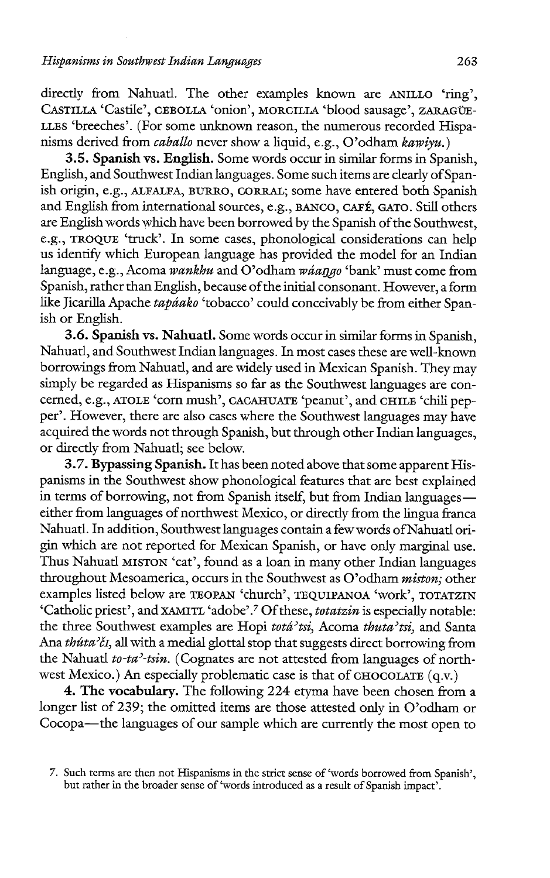directly from Nahuatl. The other examples known are ANILLO 'ring', CASTILLA 'Castile', CEBOLLA 'onion', MORCILLA 'blood sausage', ZARAGÜELLES 'breeches'. (For some unknown reason, the numerous recorded Hispanisms derived from *caballo* never show a liquid, e.g., O'odham *kawiyu.*)

**3.5. Spanish vs. English.** Some words occur in similar forms in Spanish, English, and Southwest Indian languages. Some such items are clearly of Spanish origin, e.g., ALFALFA, BURRO, CORRAL; some have entered both Spanish and English from international sources, e.g., BANCO, CAFÉ, GATO. Still others are English words which have been borrowed by the Spanish of the Southwest, e.g., TROQUE 'truck'. In some cases, phonological considerations can help us identify which European language has provided the model for an Indian language, e.g., Acoma *wankhu* and O'odham *wáaŋgo* 'bank' must come from Spanish, rather than English, because of the initial consonant. However, a form like Jicarilla Apache *tapáako* 'tobacco' could conceivably be from either Spanish or English.

**3.6. Spanish vs. Nahuatl.** Some words occur in similar forms in Spanish, Nahuatl, and Southwest Indian languages. In most cases these are well-known borrowings from Nahuatl, and are widely used in Mexican Spanish. They may simply be regarded as Hispanisms so far as the Southwest languages are concerned, e.g., ATOLE 'corn mush', CACAHUATE 'peanut', and CHILE 'chili pepper'. However, there are also cases where the Southwest languages may have acquired the words not through Spanish, but through other Indian languages, or directly from Nahuatl; see below.

**3.7. Bypassing Spanish.** It has been noted above that some apparent Hispanisms in the Southwest show phonological features that are best explained in terms of borrowing, not from Spanish itself, but from Indian languages—either from languages of northwest Mexico, or directly from the lingua franca Nahuatl. In addition, Southwest languages contain a few words of Nahuatl origin which are not reported for Mexican Spanish, or have only marginal use. Thus Nahuatl MISTON 'cat', found as a loan in many other Indian languages throughout Mesoamerica, occurs in the Southwest as O'odham *miston;* other examples listed below are TEOPAN 'church', TEQUIPANOA 'work', TOTATZIN 'Catholic priest', and XAMITL 'adobe'.[7] Of these, *totatzin* is especially notable: the three Southwest examples are Hopi *totá'tsi,* Acoma *thuta'tsi,* and Santa Ana *thúta'či,* all with a medial glottal stop that suggests direct borrowing from the Nahuatl *to-ta'-tsin.* (Cognates are not attested from languages of northwest Mexico.) An especially problematic case is that of CHOCOLATE (q.v.)

**4. The vocabulary.** The following 224 etyma have been chosen from a longer list of 239; the omitted items are those attested only in O'odham or Cocopa—the languages of our sample which are currently the most open to

7. Such terms are then not Hispanisms in the strict sense of 'words borrowed from Spanish', but rather in the broader sense of 'words introduced as a result of Spanish impact'.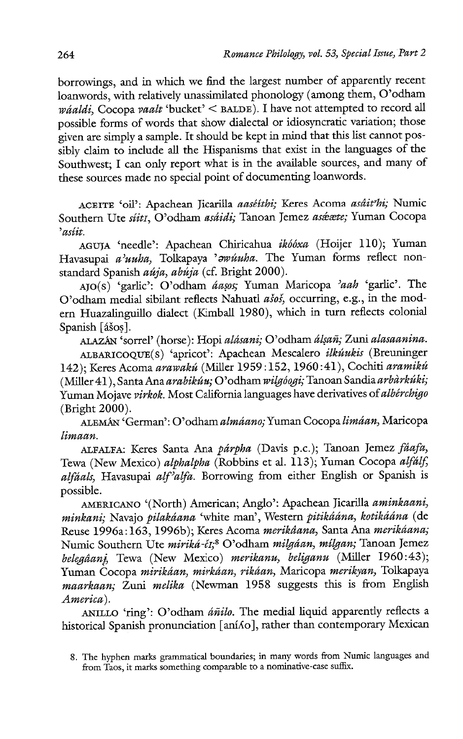borrowings, and in which we find the largest number of apparently recent loanwords, with relatively unassimilated phonology (among them, O'odham *wáaldi*, Cocopa *vaalt* 'bucket' < BALDE). I have not attempted to record all possible forms of words that show dialectal or idiosyncratic variation; those given are simply a sample. It should be kept in mind that this list cannot possibly claim to include all the Hispanisms that exist in the languages of the Southwest; I can only report what is in the available sources, and many of these sources made no special point of documenting loanwords.

ACEITE 'oil': Apachean Jicarilla *aaséithi;* Keres Acoma *asâit'hi;* Numic Southern Ute *síitɪ*, O'odham *asáidi;* Tanoan Jemez *asǽæte;* Yuman Cocopa *'asíit*.

AGUJA 'needle': Apachean Chiricahua *ikóóxa* (Hoijer 110); Yuman Havasupai *a'uuha,* Tolkapaya *'əwúuha*. The Yuman forms reflect non-standard Spanish *aúja, abúja* (cf. Bright 2000).

AJO(S) 'garlic': O'odham *áaṣos;* Yuman Maricopa *'aah* 'garlic'. The O'odham medial sibilant reflects Nahuatl *ašoš*, occurring, e.g., in the modern Huazalinguillo dialect (Kimball 1980), which in turn reflects colonial Spanish [ášoṣ].

ALAZÁN 'sorrel' (horse): Hopi *alásani;* O'odham *álṣañ;* Zuni *alasaanina*.

ALBARICOQUE(S) 'apricot': Apachean Mescalero *ilkúukis* (Breuninger 142); Keres Acoma *arawakú* (Miller 1959:152, 1960:41), Cochiti *aramikú* (Miller 41), Santa Ana *arabikúu;* O'odham *wilgóogi;* Tanoan Sandia *arbàrkúki;* Yuman Mojave *virkok*. Most California languages have derivatives of *albérchigo* (Bright 2000).

ALEMÁN 'German': O'odham *almáano;* Yuman Cocopa *limáan,* Maricopa *limaan*.

ALFALFA: Keres Santa Ana *párpha* (Davis p.c.); Tanoan Jemez *fâafa,* Tewa (New Mexico) *alphalpha* (Robbins et al. 113); Yuman Cocopa *alfálf, alfáals,* Havasupai *alf'alfa*. Borrowing from either English or Spanish is possible.

AMERICANO '(North) American; Anglo': Apachean Jicarilla *aminkaani, minkani;* Navajo *pilakáana* 'white man', Western *pitikáána, kotikáána* (de Reuse 1996a:163, 1996b); Keres Acoma *merikâana,* Santa Ana *merikáana;* Numic Southern Ute *miriká-ćɪ;*[8] O'odham *milgáan, mílgan;* Tanoan Jemez *belegâanį,* Tewa (New Mexico) *merikanu, beliganu* (Miller 1960:43); Yuman Cocopa *mirikáan, mirkáan, rikáan,* Maricopa *merikyan,* Tolkapaya *maarkaan;* Zuni *melika* (Newman 1958 suggests this is from English *America*).

ANILLO 'ring': O'odham *áñilo*. The medial liquid apparently reflects a historical Spanish pronunciation [aníʎo], rather than contemporary Mexican

8. The hyphen marks grammatical boundaries; in many words from Numic languages and from Taos, it marks something comparable to a nominative-case suffix.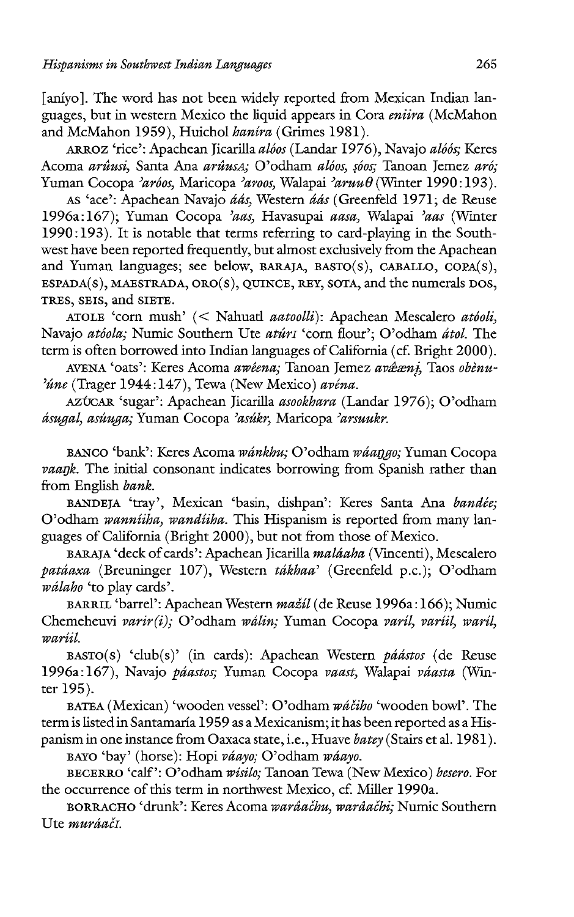[aníyo]. The word has not been widely reported from Mexican Indian languages, but in western Mexico the liquid appears in Cora *eniira* (McMahon and McMahon 1959), Huichol *haníra* (Grimes 1981).

ARROZ 'rice': Apachean Jicarilla *alóos* (Landar 1976), Navajo *alóós;* Keres Acoma *arûusi,* Santa Ana *arûusA;* O'odham *alóos, ṣóos;* Tanoan Jemez *aró;* Yuman Cocopa *'aróos,* Maricopa *'aroos,* Walapai *'aruuθ* (Winter 1990:193).

AS 'ace': Apachean Navajo *áás,* Western *áás* (Greenfeld 1971; de Reuse 1996a:167); Yuman Cocopa *'aas,* Havasupai *aasa,* Walapai *'aas* (Winter 1990:193). It is notable that terms referring to card-playing in the Southwest have been reported frequently, but almost exclusively from the Apachean and Yuman languages; see below, BARAJA, BASTO(S), CABALLO, COPA(S), ESPADA(S), MAESTRADA, ORO(S), QUINCE, REY, SOTA, and the numerals DOS, TRES, SEIS, and SIETE.

ATOLE 'corn mush' (< Nahuatl *aatoolli*): Apachean Mescalero *atóoli,* Navajo *atóola;* Numic Southern Ute *atúrɪ* 'corn flour'; O'odham *átol.* The term is often borrowed into Indian languages of California (cf. Bright 2000).

AVENA 'oats': Keres Acoma *awêena;* Tanoan Jemez *avǽænį,* Taos *obènu-'úne* (Trager 1944:147), Tewa (New Mexico) *avéna.*

AZÚCAR 'sugar': Apachean Jicarilla *asookhara* (Landar 1976); O'odham *ásugal, asúuga;* Yuman Cocopa *'asúkr,* Maricopa *'arsuukr.*

BANCO 'bank': Keres Acoma *wánkhu;* O'odham *wáaŋgo;* Yuman Cocopa *vaaŋk.* The initial consonant indicates borrowing from Spanish rather than from English *bank.*

BANDEJA 'tray', Mexican 'basin, dishpan': Keres Santa Ana *bandée;* O'odham *wanníiha, wandíiha.* This Hispanism is reported from many languages of California (Bright 2000), but not from those of Mexico.

BARAJA 'deck of cards': Apachean Jicarilla *maláaha* (Vincenti), Mescalero *patáaxa* (Breuninger 107), Western *tákhaa'* (Greenfeld p.c.); O'odham *wálaho* 'to play cards'.

BARRIL 'barrel': Apachean Western *mažíl* (de Reuse 1996a:166); Numic Chemeheuvi *varir(i);* O'odham *wálin;* Yuman Cocopa *varíl, varíil, waríl, waríil.*

BASTO(S) 'club(s)' (in cards): Apachean Western *páástos* (de Reuse 1996a:167), Navajo *páastos;* Yuman Cocopa *vaast,* Walapai *váasta* (Winter 195).

BATEA (Mexican) 'wooden vessel': O'odham *wáčiho* 'wooden bowl'. The term is listed in Santamaría 1959 as a Mexicanism; it has been reported as a Hispanism in one instance from Oaxaca state, i.e., Huave *batey* (Stairs et al. 1981).

BAYO 'bay' (horse): Hopi *váayo;* O'odham *wáayo.*

BECERRO 'calf': O'odham *wísilo;* Tanoan Tewa (New Mexico) *besero.* For the occurrence of this term in northwest Mexico, cf. Miller 1990a.

BORRACHO 'drunk': Keres Acoma *warâačhu, warâačhi;* Numic Southern Ute *muráačɪ.*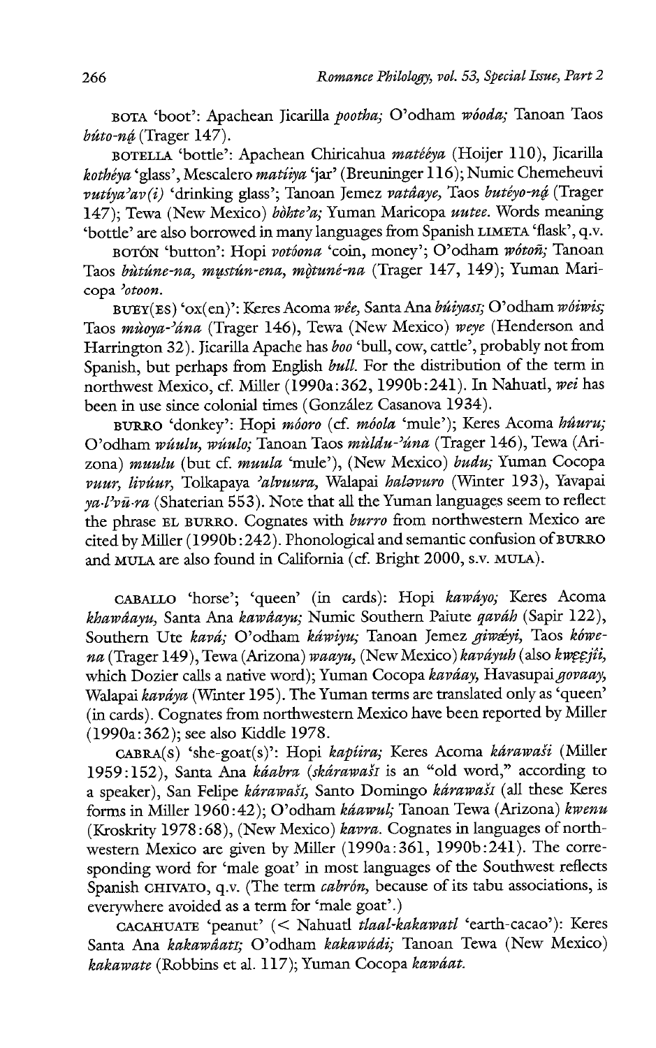BOTA 'boot': Apachean Jicarilla *pootha;* O'odham *wóoda;* Tanoan Taos *búto-ną́* (Trager 147).

BOTELLA 'bottle': Apachean Chiricahua *matéèya* (Hoijer 110), Jicarilla *kothéya* 'glass', Mescalero *matíiya* 'jar' (Breuninger 116); Numic Chemeheuvi *vutíya'av(i)* 'drinking glass'; Tanoan Jemez *vatâaye,* Taos *butéyo-ną́* (Trager 147); Tewa (New Mexico) *bòhte'a;* Yuman Maricopa *uutee.* Words meaning 'bottle' are also borrowed in many languages from Spanish LIMETA 'flask', q.v.

BOTÓN 'button': Hopi *votóona* 'coin, money'; O'odham *wótoñ;* Tanoan Taos *bùtúne-na, mustún-ena, mǫtuné-na* (Trager 147, 149); Yuman Maricopa *'otoon.*

BUEY(ES) 'ox(en)': Keres Acoma *wêe,* Santa Ana *búiyasɪ;* O'odham *wóiwis;* Taos *mùoya-'ána* (Trager 146), Tewa (New Mexico) *weye* (Henderson and Harrington 32). Jicarilla Apache has *boo* 'bull, cow, cattle', probably not from Spanish, but perhaps from English *bull.* For the distribution of the term in northwest Mexico, cf. Miller (1990a:362, 1990b:241). In Nahuatl, *wei* has been in use since colonial times (González Casanova 1934).

BURRO 'donkey': Hopi *móoro* (cf. *móola* 'mule'); Keres Acoma *hûuru;* O'odham *wúulu, wúulo;* Tanoan Taos *mùldu-'úna* (Trager 146), Tewa (Arizona) *muulu* (but cf. *muula* 'mule'), (New Mexico) *budu;* Yuman Cocopa *vuur, livúur,* Tolkapaya *'alvuura,* Walapai *haləvuro* (Winter 193), Yavapai *ya·l'vū·ra* (Shaterian 553). Note that all the Yuman languages seem to reflect the phrase EL BURRO. Cognates with *burro* from northwestern Mexico are cited by Miller (1990b:242). Phonological and semantic confusion of BURRO and MULA are also found in California (cf. Bright 2000, s.v. MULA).

CABALLO 'horse'; 'queen' (in cards): Hopi *kawáyo;* Keres Acoma *khawâayu,* Santa Ana *kawâayu;* Numic Southern Paiute *qaváh* (Sapir 122), Southern Ute *kavá;* O'odham *káwiyu;* Tanoan Jemez *gɨwǽyi,* Taos *kówe-na* (Trager 149), Tewa (Arizona) *waayu,* (New Mexico) *kaváyuh* (also *kwęęjíi,* which Dozier calls a native word); Yuman Cocopa *kaváay,* Havasupai *govaay,* Walapai *kaváya* (Winter 195). The Yuman terms are translated only as 'queen' (in cards). Cognates from northwestern Mexico have been reported by Miller (1990a:362); see also Kiddle 1978.

CABRA(S) 'she-goat(s)': Hopi *kapíira;* Keres Acoma *kárawaši* (Miller 1959:152), Santa Ana *káabra* (*skárawašɪ* is an "old word," according to a speaker), San Felipe *kárawašɪ,* Santo Domingo *kárawašɪ* (all these Keres forms in Miller 1960:42); O'odham *káawul;* Tanoan Tewa (Arizona) *kwenu* (Kroskrity 1978:68), (New Mexico) *kavra.* Cognates in languages of northwestern Mexico are given by Miller (1990a:361, 1990b:241). The corresponding word for 'male goat' in most languages of the Southwest reflects Spanish CHIVATO, q.v. (The term *cabrón,* because of its tabu associations, is everywhere avoided as a term for 'male goat'.)

CACAHUATE 'peanut' (< Nahuatl *tlaal-kakawatl* 'earth-cacao'): Keres Santa Ana *kakawâatɪ;* O'odham *kakawádi;* Tanoan Tewa (New Mexico) *kakawate* (Robbins et al. 117); Yuman Cocopa *kawáat.*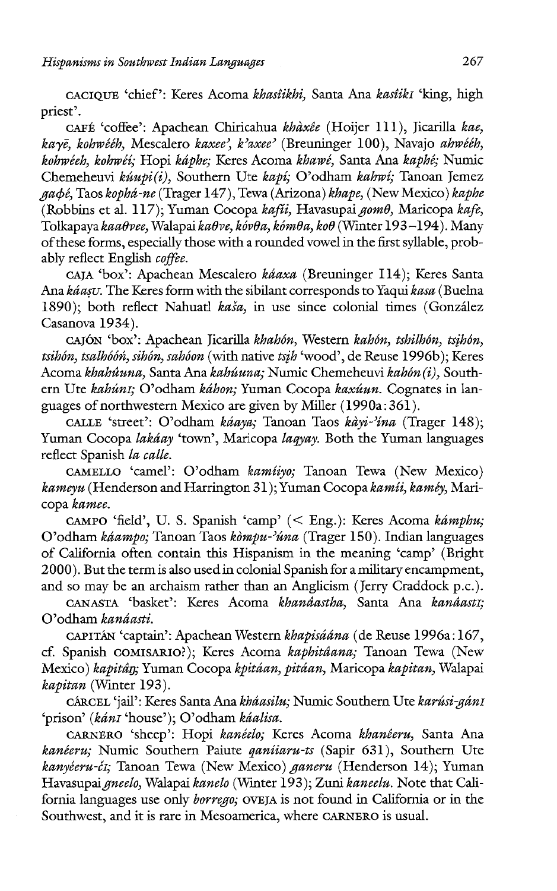CACIQUE 'chief': Keres Acoma *khasíikhi*, Santa Ana *kasîkɪ* 'king, high priest'.

CAFÉ 'coffee': Apachean Chiricahua *khàxêe* (Hoijer 111), Jicarilla *kae, kaγē, kohwééh*, Mescalero *kaxee', k'axee'* (Breuninger 100), Navajo *ahwééh, kohwééh, kohwéí*; Hopi *káphe*; Keres Acoma *khawé*, Santa Ana *kaphé*; Numic Chemeheuvi *kúupi(i)*, Southern Ute *kapí*; O'odham *kahwí*; Tanoan Jemez *gaφé*, Taos *kophá-ne* (Trager 147), Tewa (Arizona) *khape*, (New Mexico) *kaphe* (Robbins et al. 117); Yuman Cocopa *kafíi*, Havasupai *gomθ*, Maricopa *kafe*, Tolkapaya *kaaθvee*, Walapai *kaθve, kóvθa, kómθa, koθ* (Winter 193–194). Many of these forms, especially those with a rounded vowel in the first syllable, probably reflect English *coffee*.

CAJA 'box': Apachean Mescalero *káaxa* (Breuninger 114); Keres Santa Ana *káaṣʊ*. The Keres form with the sibilant corresponds to Yaqui *kasa* (Buelna 1890); both reflect Nahuatl *kaša*, in use since colonial times (González Casanova 1934).

CAJÓN 'box': Apachean Jicarilla *khahón*, Western *kahón, tshilhón, tsįhón, tsihón, tsalhóóń, sihón, sahóon* (with native *tsįh* 'wood', de Reuse 1996b); Keres Acoma *khahúuna*, Santa Ana *kahúuna*; Numic Chemeheuvi *kahón(i)*, Southern Ute *kahúnɪ*; O'odham *káhon*; Yuman Cocopa *kaxúun*. Cognates in languages of northwestern Mexico are given by Miller (1990a:361).

CALLE 'street': O'odham *káaya*; Tanoan Taos *kàyi-'ína* (Trager 148); Yuman Cocopa *lakáay* 'town', Maricopa *laqyay*. Both the Yuman languages reflect Spanish *la calle*.

CAMELLO 'camel': O'odham *kamíiyo*; Tanoan Tewa (New Mexico) *kameyu* (Henderson and Harrington 31); Yuman Cocopa *kamii, kaméy*, Maricopa *kamee*.

CAMPO 'field', U. S. Spanish 'camp' (< Eng.): Keres Acoma *kámphu*; O'odham *káampo*; Tanoan Taos *kómpu-'úna* (Trager 150). Indian languages of California often contain this Hispanism in the meaning 'camp' (Bright 2000). But the term is also used in colonial Spanish for a military encampment, and so may be an archaism rather than an Anglicism (Jerry Craddock p.c.).

CANASTA 'basket': Keres Acoma *khanâastha*, Santa Ana *kanâastɪ*; O'odham *kanáasti*.

CAPITÁN 'captain': Apachean Western *khapisáána* (de Reuse 1996a:167, cf. Spanish COMISARIO?); Keres Acoma *kaphitâana*; Tanoan Tewa (New Mexico) *kapitâŋ*; Yuman Cocopa *kpitáan, pitáan*, Maricopa *kapitan*, Walapai *kapitan* (Winter 193).

CÁRCEL 'jail': Keres Santa Ana *kháasilu*; Numic Southern Ute *karúsi-gánɪ* 'prison' (*kánɪ* 'house'); O'odham *káalisa*.

CARNERO 'sheep': Hopi *kanéelo*; Keres Acoma *khanêeru*, Santa Ana *kanéeru*; Numic Southern Paiute *qaniiaru-ts* (Sapir 631), Southern Ute *kanyéeru-čɪ*; Tanoan Tewa (New Mexico) *ganeru* (Henderson 14); Yuman Havasupai *gneelo*, Walapai *kanelo* (Winter 193); Zuni *kaneelu*. Note that California languages use only *borrego*; OVEJA is not found in California or in the Southwest, and it is rare in Mesoamerica, where CARNERO is usual.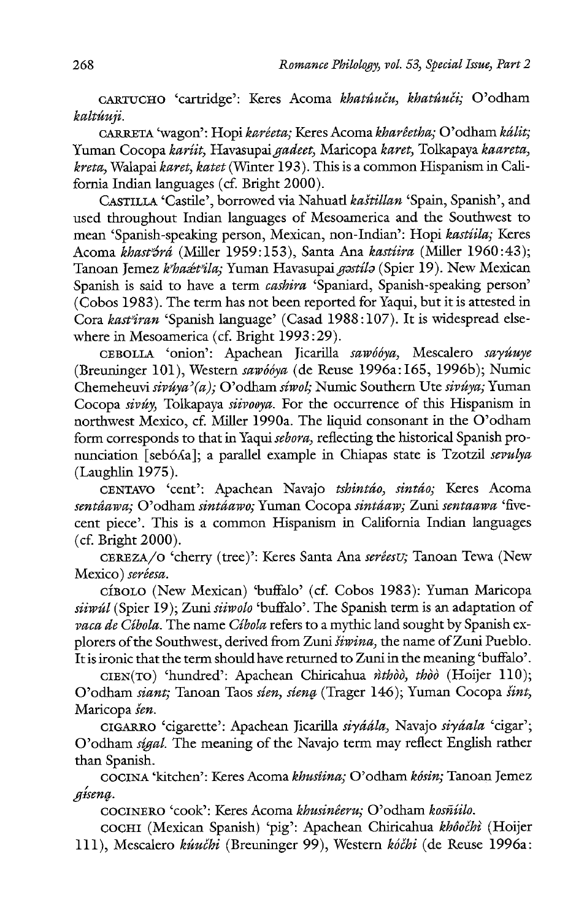CARTUCHO 'cartridge': Keres Acoma *khatúuču, khatúuči;* O'odham *kaltúuji.*

CARRETA 'wagon': Hopi *karéeta;* Keres Acoma *kharêetha;* O'odham *kálit;* Yuman Cocopa *kariit,* Havasupai *gadeet,* Maricopa *karet,* Tolkapaya *kaareta, kreta,* Walapai *karet, katet* (Winter 193). This is a common Hispanism in California Indian languages (cf. Bright 2000).

CASTILLA 'Castile', borrowed via Nahuatl *kaštillan* 'Spain, Spanish', and used throughout Indian languages of Mesoamerica and the Southwest to mean 'Spanish-speaking person, Mexican, non-Indian': Hopi *kastíila;* Keres Acoma *khast'ə́rá* (Miller 1959:153), Santa Ana *kastíira* (Miller 1960:43); Tanoan Jemez *k'haæ̂t'ila;* Yuman Havasupai *gəstílə* (Spier 19). New Mexican Spanish is said to have a term *cashira* 'Spaniard, Spanish-speaking person' (Cobos 1983). The term has not been reported for Yaqui, but it is attested in Cora *kast'iran* 'Spanish language' (Casad 1988:107). It is widespread elsewhere in Mesoamerica (cf. Bright 1993:29).

CEBOLLA 'onion': Apachean Jicarilla *sawóóya,* Mescalero *sayúuye* (Breuninger 101), Western *sawóóya* (de Reuse 1996a:165, 1996b); Numic Chemeheuvi *sivúya'(a);* O'odham *síwol;* Numic Southern Ute *sivúya;* Yuman Cocopa *sivúy,* Tolkapaya *siivooya.* For the occurrence of this Hispanism in northwest Mexico, cf. Miller 1990a. The liquid consonant in the O'odham form corresponds to that in Yaqui *sebora,* reflecting the historical Spanish pronunciation [sebóʎa]; a parallel example in Chiapas state is Tzotzil *sevulya* (Laughlin 1975).

CENTAVO 'cent': Apachean Navajo *tshintáo, sintáo;* Keres Acoma *sentâawa;* O'odham *sintáawo;* Yuman Cocopa *sintáaw;* Zuni *sentaawa* 'five-cent piece'. This is a common Hispanism in California Indian languages (cf. Bright 2000).

CEREZA/O 'cherry (tree)': Keres Santa Ana *serêesʊ;* Tanoan Tewa (New Mexico) *seréesa.*

CÍBOLO (New Mexican) 'buffalo' (cf. Cobos 1983): Yuman Maricopa *siiwúl* (Spier 19); Zuni *siiwolo* 'buffalo'. The Spanish term is an adaptation of *vaca de Cíbola.* The name *Cíbola* refers to a mythic land sought by Spanish explorers of the Southwest, derived from Zuni *šiwina,* the name of Zuni Pueblo. It is ironic that the term should have returned to Zuni in the meaning 'buffalo'.

CIEN(TO) 'hundred': Apachean Chiricahua *ǹthòò, thòò* (Hoijer 110); O'odham *siant;* Tanoan Taos *síen, síeną* (Trager 146); Yuman Cocopa *šint,* Maricopa *šen.*

CIGARRO 'cigarette': Apachean Jicarilla *siyáála,* Navajo *siyáala* 'cigar'; O'odham *sígal.* The meaning of the Navajo term may reflect English rather than Spanish.

COCINA 'kitchen': Keres Acoma *khušíina;* O'odham *kósin;* Tanoan Jemez *gíseną.*

COCINERO 'cook': Keres Acoma *khusinêeru;* O'odham *kosñíilo.*

COCHI (Mexican Spanish) 'pig': Apachean Chiricahua *khôočhì* (Hoijer 111), Mescalero *kúučhi* (Breuninger 99), Western *kóčhi* (de Reuse 1996a: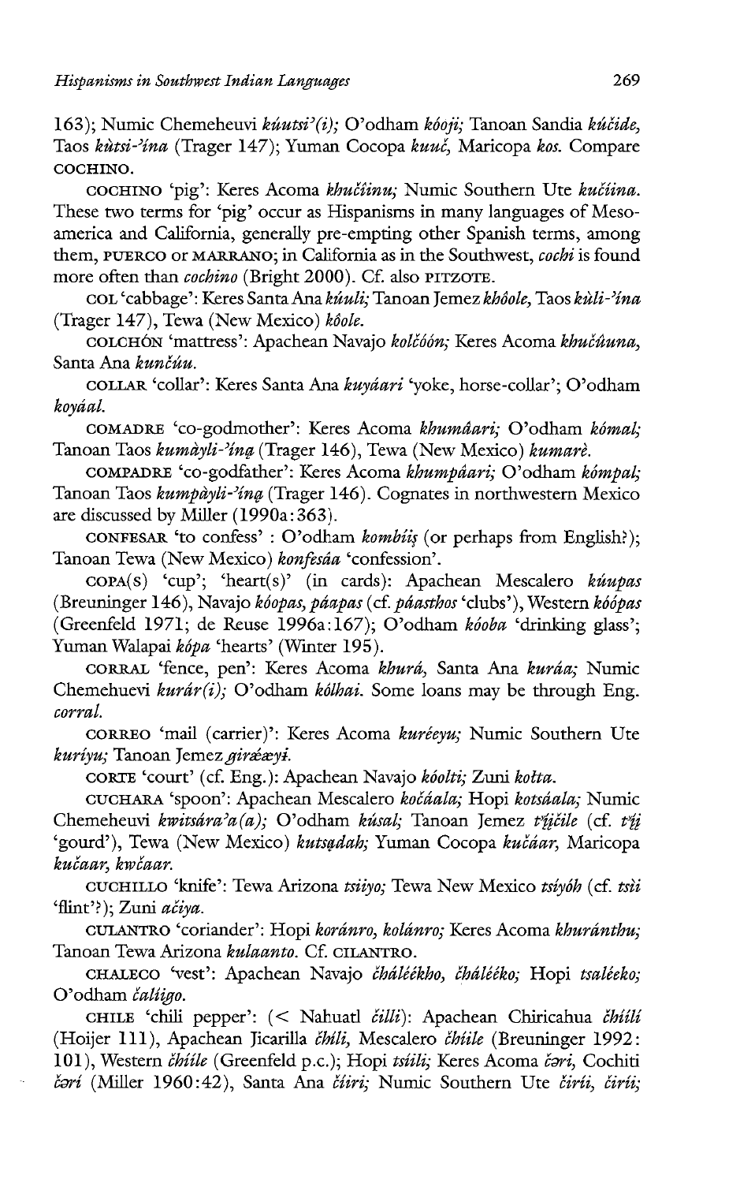163); Numic Chemeheuvi *kúutsi'(i)*; O'odham *kóoji*; Tanoan Sandia *kúčide*, Taos *kùtsi-'ína* (Trager 147); Yuman Cocopa *kuuč*, Maricopa *kos*. Compare COCHINO.

COCHINO 'pig': Keres Acoma *khučíinu*; Numic Southern Ute *kučiina*. These two terms for 'pig' occur as Hispanisms in many languages of Mesoamerica and California, generally pre-empting other Spanish terms, among them, PUERCO or MARRANO; in California as in the Southwest, *cochi* is found more often than *cochino* (Bright 2000). Cf. also PITZOTE.

COL 'cabbage': Keres Santa Ana *kúuli*; Tanoan Jemez *khôole*, Taos *kùli-'ína* (Trager 147), Tewa (New Mexico) *kôole*.

COLCHÓN 'mattress': Apachean Navajo *kolčóón*; Keres Acoma *khučúuna*, Santa Ana *kunčúu*.

COLLAR 'collar': Keres Santa Ana *kuyáari* 'yoke, horse-collar'; O'odham *koyáal*.

COMADRE 'co-godmother': Keres Acoma *khumâari*; O'odham *kómal*; Tanoan Taos *kumàyli-'íną* (Trager 146), Tewa (New Mexico) *kumarè*.

COMPADRE 'co-godfather': Keres Acoma *khumpâari*; O'odham *kómpal*; Tanoan Taos *kumpàyli-'íną* (Trager 146). Cognates in northwestern Mexico are discussed by Miller (1990a:363).

CONFESAR 'to confess' : O'odham *kombíiş* (or perhaps from English?); Tanoan Tewa (New Mexico) *konfesáa* 'confession'.

COPA(S) 'cup'; 'heart(s)' (in cards): Apachean Mescalero *kúupas* (Breuninger 146), Navajo *kóopas, páapas* (cf. *páasthos* 'clubs'), Western *kóópas* (Greenfeld 1971; de Reuse 1996a:167); O'odham *kóoba* 'drinking glass'; Yuman Walapai *kópa* 'hearts' (Winter 195).

CORRAL 'fence, pen': Keres Acoma *khurá*, Santa Ana *kuráa*; Numic Chemehuevi *kurár(i)*; O'odham *kólhai*. Some loans may be through Eng. *corral*.

CORREO 'mail (carrier)': Keres Acoma *kuréeyu*; Numic Southern Ute *kuríyu*; Tanoan Jemez *giræ̂æyi*.

CORTE 'court' (cf. Eng.): Apachean Navajo *kóolti*; Zuni *kolta*.

CUCHARA 'spoon': Apachean Mescalero *kočáala*; Hopi *kotsáala*; Numic Chemeheuvi *kwitsára'a(a)*; O'odham *kúsal*; Tanoan Jemez *t̓į̨čile* (cf. *t̓į̨* 'gourd'), Tewa (New Mexico) *kutsądah*; Yuman Cocopa *kučáar*, Maricopa *kučaar, kwčaar*.

CUCHILLO 'knife': Tewa Arizona *tsiiyo*; Tewa New Mexico *tsíyóh* (cf. *tsìi* 'flint'?); Zuni *ačiya*.

CULANTRO 'coriander': Hopi *koránro, kolánro*; Keres Acoma *khuránthu*; Tanoan Tewa Arizona *kulaanto*. Cf. CILANTRO.

CHALECO 'vest': Apachean Navajo *čháléékho, čhálééko*; Hopi *tsaléeko*; O'odham *čalíigo*.

CHILE 'chili pepper': (< Nahuatl *čilli*): Apachean Chiricahua *čhííli* (Hoijer 111), Apachean Jicarilla *čhíli*, Mescalero *čhíile* (Breuninger 1992: 101), Western *čhíile* (Greenfeld p.c.); Hopi *tsiili*; Keres Acoma *čəri*, Cochiti *čərí* (Miller 1960:42), Santa Ana *číiri*; Numic Southern Ute *čirii, čirii*;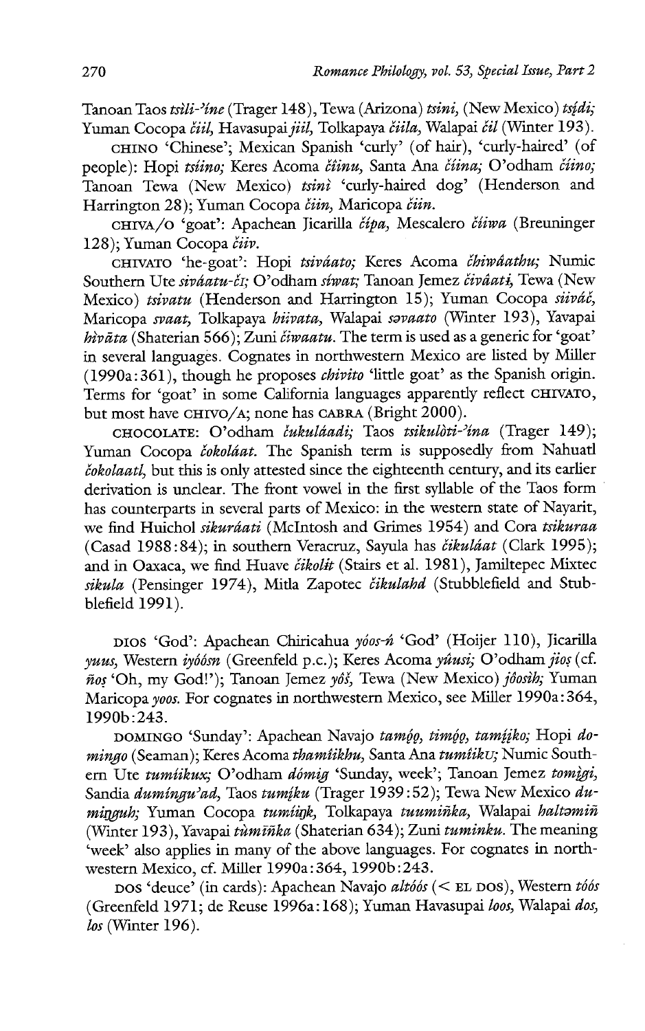Tanoan Taos *tsìli-'íne* (Trager 148), Tewa (Arizona) *tsini*, (New Mexico) *tsį́di;* Yuman Cocopa *čiil*, Havasupai *jiil*, Tolkapaya *čiila*, Walapai *čil* (Winter 193).

CHINO 'Chinese'; Mexican Spanish 'curly' (of hair), 'curly-haired' (of people): Hopi *tsíino;* Keres Acoma *číinu*, Santa Ana *čiina;* O'odham *číino;* Tanoan Tewa (New Mexico) *tsinì* 'curly-haired dog' (Henderson and Harrington 28); Yuman Cocopa *čiin*, Maricopa *čiin*.

CHIVA/O 'goat': Apachean Jicarilla *čípa*, Mescalero *číiwa* (Breuninger 128); Yuman Cocopa *čiiv*.

CHIVATO 'he-goat': Hopi *tsiváato;* Keres Acoma *čhiwâathu;* Numic Southern Ute *siváatu-čɪ;* O'odham *síwat;* Tanoan Jemez *čivâatɨ*, Tewa (New Mexico) *tsivatu* (Henderson and Harrington 15); Yuman Cocopa *siiváč*, Maricopa *svaat*, Tolkapaya *hiivata*, Walapai *səvaato* (Winter 193), Yavapai *hìvāta* (Shaterian 566); Zuni *čiwaatu*. The term is used as a generic for 'goat' in several languages. Cognates in northwestern Mexico are listed by Miller (1990a:361), though he proposes *chivito* 'little goat' as the Spanish origin. Terms for 'goat' in some California languages apparently reflect CHIVATO, but most have CHIVO/A; none has CABRA (Bright 2000).

CHOCOLATE: O'odham *čukuláadi;* Taos *tsikulòti-'ína* (Trager 149); Yuman Cocopa *čokoláat*. The Spanish term is supposedly from Nahuatl *čokolaatl*, but this is only attested since the eighteenth century, and its earlier derivation is unclear. The front vowel in the first syllable of the Taos form has counterparts in several parts of Mexico: in the western state of Nayarit, we find Huichol *sikuráati* (McIntosh and Grimes 1954) and Cora *tsikuraa* (Casad 1988:84); in southern Veracruz, Sayula has *čikuláat* (Clark 1995); and in Oaxaca, we find Huave *čikolɨt* (Stairs et al. 1981), Jamiltepec Mixtec *sikula* (Pensinger 1974), Mitla Zapotec *čikulahd* (Stubblefield and Stubblefield 1991).

DIOS 'God': Apachean Chiricahua *yóos-ń* 'God' (Hoijer 110), Jicarilla *yuus*, Western *iyóósn* (Greenfeld p.c.); Keres Acoma *yûusi;* O'odham *jiọs* (cf. *ñọs* 'Oh, my God!'); Tanoan Jemez *yóš*, Tewa (New Mexico) *jôosìh;* Yuman Maricopa *yoos*. For cognates in northwestern Mexico, see Miller 1990a:364, 1990b:243.

DOMINGO 'Sunday': Apachean Navajo *tamǫ́ǫ, timǫ́ǫ, tamį́iko;* Hopi *domingo* (Seaman); Keres Acoma *thamîikhu*, Santa Ana *tumiikʊ;* Numic Southern Ute *tumíikux;* O'odham *dómig* 'Sunday, week'; Tanoan Jemez *tomį̀gi*, Sandia *dumíngu'ad*, Taos *tumį́ku* (Trager 1939:52); Tewa New Mexico *dumiŋguh;* Yuman Cocopa *tumíiŋk*, Tolkapaya *tuumiñka*, Walapai *haltəmiñ* (Winter 193), Yavapai *tùmīñka* (Shaterian 634); Zuni *tuminku*. The meaning 'week' also applies in many of the above languages. For cognates in northwestern Mexico, cf. Miller 1990a:364, 1990b:243.

DOS 'deuce' (in cards): Apachean Navajo *altóós* (< EL DOS), Western *tóós* (Greenfeld 1971; de Reuse 1996a:168); Yuman Havasupai *loos*, Walapai *dos*, *los* (Winter 196).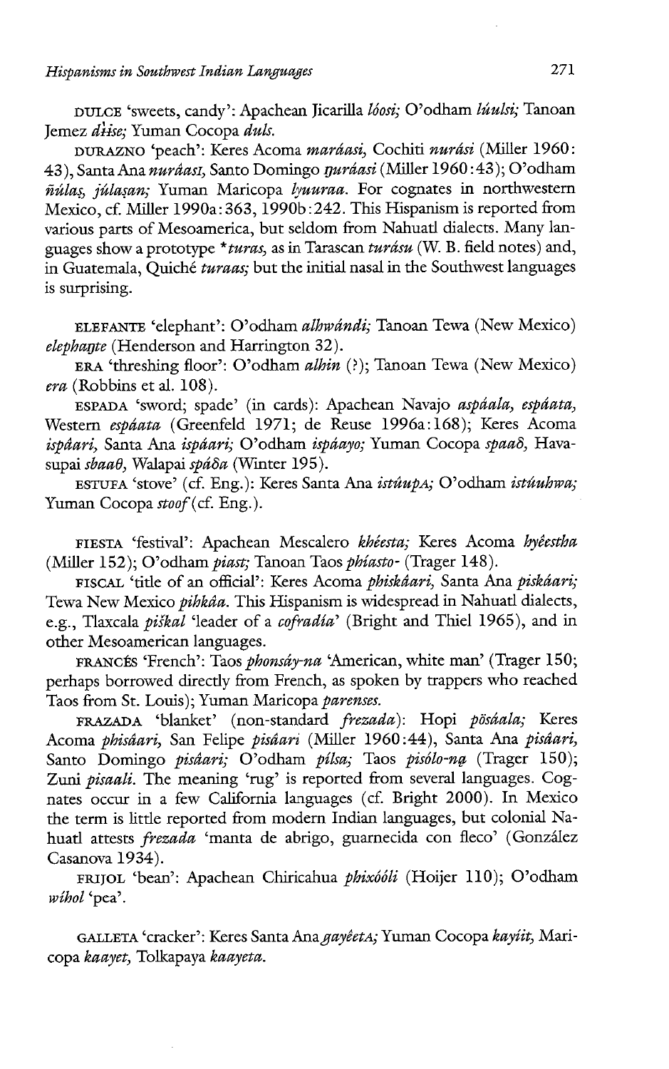DULCE 'sweets, candy': Apachean Jicarilla *lóosi;* O'odham *lúulsi;* Tanoan Jemez *dɨ̂ise;* Yuman Cocopa *duls.*

DURAZNO 'peach': Keres Acoma *maráasi,* Cochiti *nurási* (Miller 1960: 43), Santa Ana *nuráasɪ,* Santo Domingo *ŋuráasi* (Miller 1960:43); O'odham *ñúlaṣ, júlaṣan;* Yuman Maricopa *lyuuraa.* For cognates in northwestern Mexico, cf. Miller 1990a:363, 1990b:242. This Hispanism is reported from various parts of Mesoamerica, but seldom from Nahuatl dialects. Many languages show a prototype *\*turas,* as in Tarascan *turásu* (W. B. field notes) and, in Guatemala, Quiché *turaas;* but the initial nasal in the Southwest languages is surprising.

ELEFANTE 'elephant': O'odham *alhwándi;* Tanoan Tewa (New Mexico) *elephaŋte* (Henderson and Harrington 32).

ERA 'threshing floor': O'odham *alhin* (?); Tanoan Tewa (New Mexico) *era* (Robbins et al. 108).

ESPADA 'sword; spade' (in cards): Apachean Navajo *aspáala, espáata,* Western *espáata* (Greenfeld 1971; de Reuse 1996a:168); Keres Acoma *ispâari,* Santa Ana *ispáari;* O'odham *ispáayo;* Yuman Cocopa *spaað,* Havasupai *sbaaθ,* Walapai *spáδa* (Winter 195).

ESTUFA 'stove' (cf. Eng.): Keres Santa Ana *istúupA;* O'odham *istúuhwa;* Yuman Cocopa *stoof* (cf. Eng.).

FIESTA 'festival': Apachean Mescalero *khéesta;* Keres Acoma *hyêestha* (Miller 152); O'odham *piast;* Tanoan Taos *phíasto-* (Trager 148).

FISCAL 'title of an official': Keres Acoma *phiskâari,* Santa Ana *piskáari;* Tewa New Mexico *pihkâa.* This Hispanism is widespread in Nahuatl dialects, e.g., Tlaxcala *piškal* 'leader of a *cofradía*' (Bright and Thiel 1965), and in other Mesoamerican languages.

FRANCÉS 'French': Taos *phonsáy-na* 'American, white man' (Trager 150; perhaps borrowed directly from French, as spoken by trappers who reached Taos from St. Louis); Yuman Maricopa *parenses.*

FRAZADA 'blanket' (non-standard *frezada*): Hopi *pösáala;* Keres Acoma *phisâari,* San Felipe *pisâari* (Miller 1960:44), Santa Ana *pisâari,* Santo Domingo *pisâari;* O'odham *pílsa;* Taos *pisólo-nę̨* (Trager 150); Zuni *pisaali.* The meaning 'rug' is reported from several languages. Cognates occur in a few California languages (cf. Bright 2000). In Mexico the term is little reported from modern Indian languages, but colonial Nahuatl attests *frezada* 'manta de abrigo, guarnecida con fleco' (González Casanova 1934).

FRIJOL 'bean': Apachean Chiricahua *phixóóli* (Hoijer 110); O'odham *wíhol* 'pea'.

GALLETA 'cracker': Keres Santa Ana *gayêetA;* Yuman Cocopa *kayiit,* Maricopa *kaayet,* Tolkapaya *kaayeta.*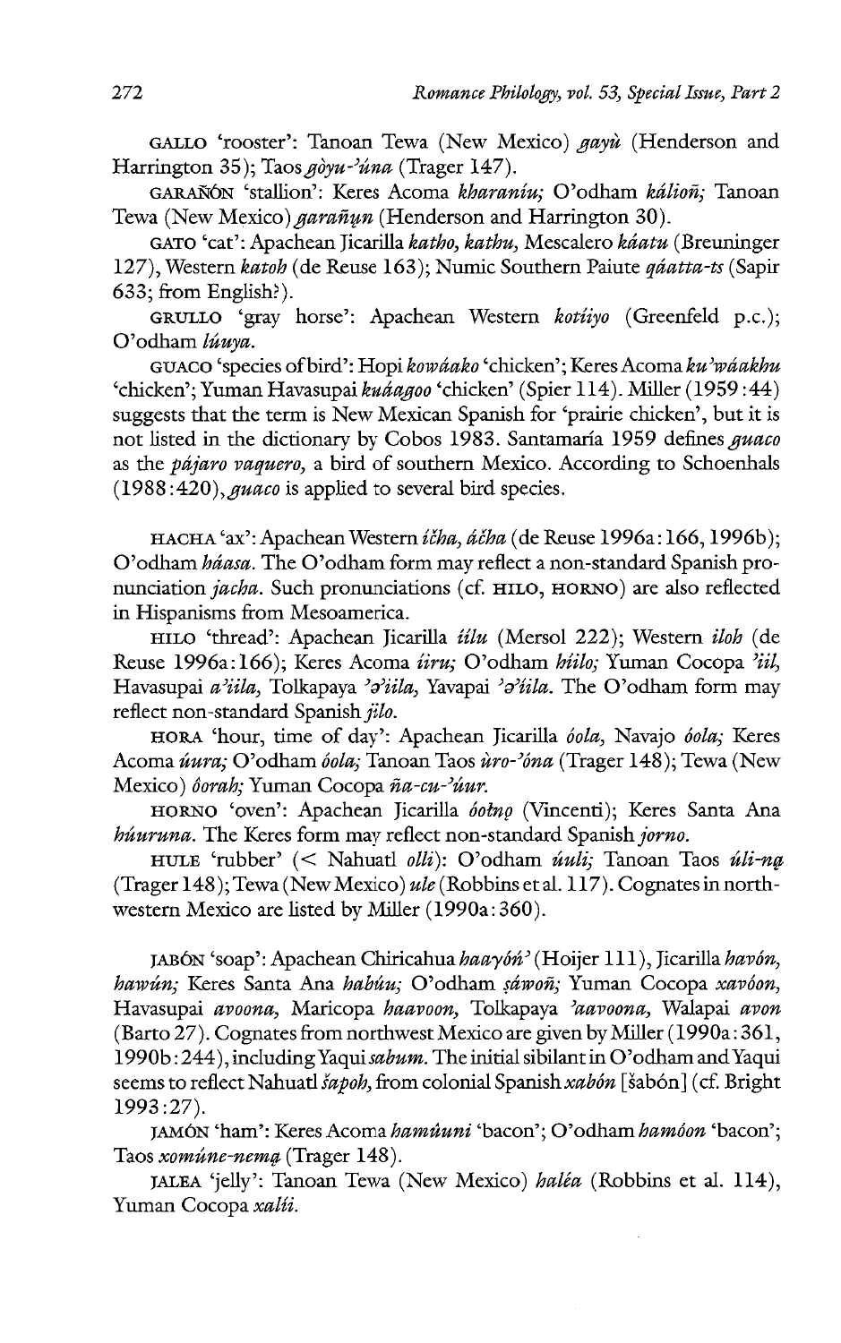GALLO 'rooster': Tanoan Tewa (New Mexico) *gayù* (Henderson and Harrington 35); Taos *gòyu-ʼúna* (Trager 147).

GARAÑÓN 'stallion': Keres Acoma *kharaníu;* O'odham *káliõñ;* Tanoan Tewa (New Mexico) *garañųn* (Henderson and Harrington 30).

GATO 'cat': Apachean Jicarilla *katho, kathu,* Mescalero *káatu* (Breuninger 127), Western *katoh* (de Reuse 163); Numic Southern Paiute *qáatta-ts* (Sapir 633; from English?).

GRULLO 'gray horse': Apachean Western *kotíiyo* (Greenfeld p.c.); O'odham *lúuya.*

GUACO 'species of bird': Hopi *kowáako* 'chicken'; Keres Acoma *ku'wáakhu* 'chicken'; Yuman Havasupai *kuáagoo* 'chicken' (Spier 114). Miller (1959:44) suggests that the term is New Mexican Spanish for 'prairie chicken', but it is not listed in the dictionary by Cobos 1983. Santamaría 1959 defines *guaco* as the *pájaro vaquero,* a bird of southern Mexico. According to Schoenhals (1988:420), *guaco* is applied to several bird species.

HACHA 'ax': Apachean Western *íčha, áčha* (de Reuse 1996a:166, 1996b); O'odham *háasa.* The O'odham form may reflect a non-standard Spanish pronunciation *jacha.* Such pronunciations (cf. HILO, HORNO) are also reflected in Hispanisms from Mesoamerica.

HILO 'thread': Apachean Jicarilla *íilu* (Mersol 222); Western *iloh* (de Reuse 1996a:166); Keres Acoma *íiru;* O'odham *híilo;* Yuman Cocopa *ʼiil,* Havasupai *a'iila,* Tolkapaya *ʼəʼiila,* Yavapai *ʼəʼíila.* The O'odham form may reflect non-standard Spanish *jilo.*

HORA 'hour, time of day': Apachean Jicarilla *óola,* Navajo *óola;* Keres Acoma *úura;* O'odham *óola;* Tanoan Taos *úro-ʼóna* (Trager 148); Tewa (New Mexico) *óorah;* Yuman Cocopa *ña-cu-ʼúur.*

HORNO 'oven': Apachean Jicarilla *óołnǫ* (Vincenti); Keres Santa Ana *húuruna.* The Keres form may reflect non-standard Spanish *jorno.*

HULE 'rubber' (< Nahuatl *olli*): O'odham *úuli;* Tanoan Taos *úli-ną* (Trager 148); Tewa (New Mexico) *ule* (Robbins et al. 117). Cognates in northwestern Mexico are listed by Miller (1990a:360).

JABÓN 'soap': Apachean Chiricahua *haaγóńʼ* (Hoijer 111), Jicarilla *havón, hawún;* Keres Santa Ana *habúu;* O'odham *ṣáwoñ;* Yuman Cocopa *xavóon,* Havasupai *avoona,* Maricopa *haavoon,* Tolkapaya *ʼaavoona,* Walapai *avon* (Barto 27). Cognates from northwest Mexico are given by Miller (1990a:361, 1990b:244), including Yaqui *sabum.* The initial sibilant in O'odham and Yaqui seems to reflect Nahuatl *šapoh,* from colonial Spanish *xabón* [šabón] (cf. Bright 1993:27).

JAMÓN 'ham': Keres Acoma *hamúuni* 'bacon'; O'odham *hamóon* 'bacon'; Taos *xomúne-nemą* (Trager 148).

JALEA 'jelly': Tanoan Tewa (New Mexico) *haléa* (Robbins et al. 114), Yuman Cocopa *xalíi.*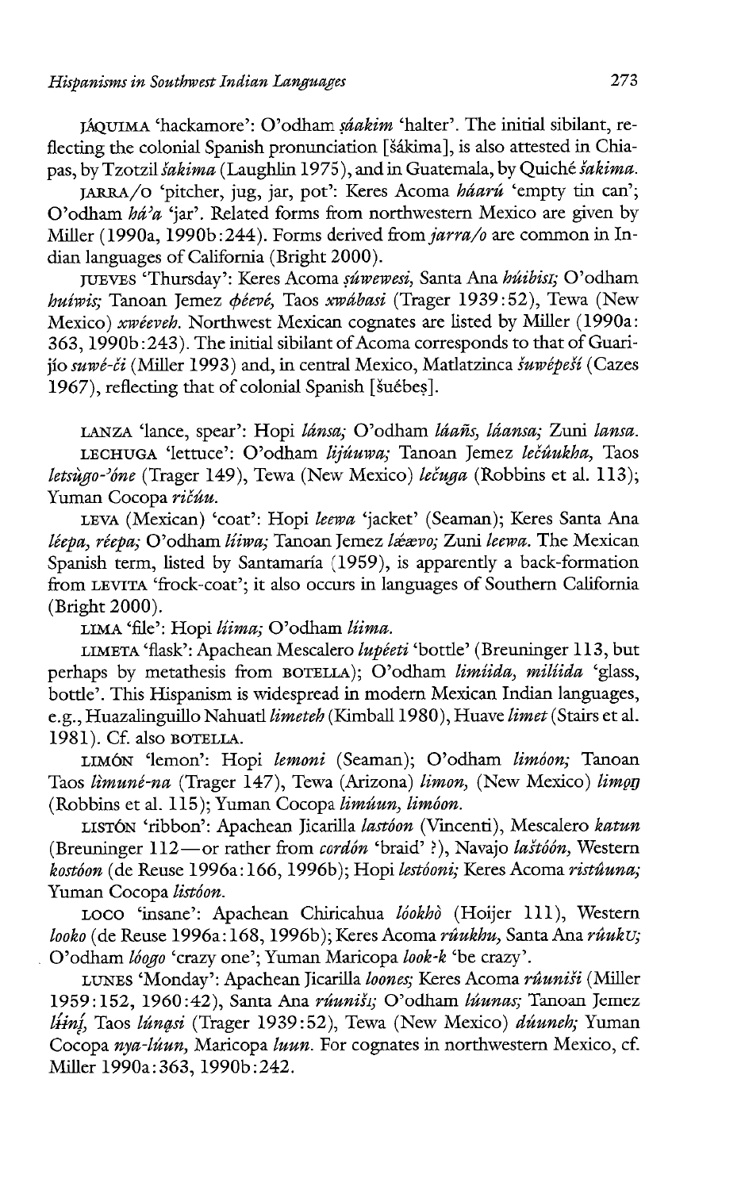JÁQUIMA 'hackamore': O'odham *ṣáakim* 'halter'. The initial sibilant, reflecting the colonial Spanish pronunciation [šákima], is also attested in Chiapas, by Tzotzil *šakima* (Laughlin 1975), and in Guatemala, by Quiché *šakima*.

JARRA/O 'pitcher, jug, jar, pot': Keres Acoma *háarú* 'empty tin can'; O'odham *há'a* 'jar'. Related forms from northwestern Mexico are given by Miller (1990a, 1990b:244). Forms derived from *jarra/o* are common in Indian languages of California (Bright 2000).

JUEVES 'Thursday': Keres Acoma *ṣúwewesi*, Santa Ana *húibisɪ*; O'odham *huíwis*; Tanoan Jemez *φéevé*, Taos *xwábasi* (Trager 1939:52), Tewa (New Mexico) *xwéeveh*. Northwest Mexican cognates are listed by Miller (1990a: 363, 1990b:243). The initial sibilant of Acoma corresponds to that of Guarijío *suwé-či* (Miller 1993) and, in central Mexico, Matlatzinca *šuwépeši* (Cazes 1967), reflecting that of colonial Spanish [šuébeṣ].

LANZA 'lance, spear': Hopi *lánsa*; O'odham *láañs, láansa*; Zuni *lansa*.

LECHUGA 'lettuce': O'odham *lijúuwa*; Tanoan Jemez *lečúukha*, Taos *letsùgo-'óne* (Trager 149), Tewa (New Mexico) *lečuga* (Robbins et al. 113); Yuman Cocopa *ričúu*.

LEVA (Mexican) 'coat': Hopi *leewa* 'jacket' (Seaman); Keres Santa Ana *léepa, réepa*; O'odham *líiwa*; Tanoan Jemez *lǽævo*; Zuni *leewa*. The Mexican Spanish term, listed by Santamaría (1959), is apparently a back-formation from LEVITA 'frock-coat'; it also occurs in languages of Southern California (Bright 2000).

LIMA 'file': Hopi *líima*; O'odham *líima*.

LIMETA 'flask': Apachean Mescalero *lupéeti* 'bottle' (Breuninger 113, but perhaps by metathesis from BOTELLA); O'odham *limíida, milíida* 'glass, bottle'. This Hispanism is widespread in modern Mexican Indian languages, e.g., Huazalinguillo Nahuatl *limeteh* (Kimball 1980), Huave *limet* (Stairs et al. 1981). Cf. also BOTELLA.

LIMÓN 'lemon': Hopi *lemoni* (Seaman); O'odham *limóon*; Tanoan Taos *lìmuné-na* (Trager 147), Tewa (Arizona) *limon*, (New Mexico) *limǫŋ* (Robbins et al. 115); Yuman Cocopa *limúun, limóon*.

LISTÓN 'ribbon': Apachean Jicarilla *lastóon* (Vincenti), Mescalero *katun* (Breuninger 112—or rather from *cordón* 'braid' ?), Navajo *laštóón*, Western *kostóon* (de Reuse 1996a:166, 1996b); Hopi *lestóoni*; Keres Acoma *ristúuna*; Yuman Cocopa *listóon*.

LOCO 'insane': Apachean Chiricahua *lóokhò* (Hoijer 111), Western *looko* (de Reuse 1996a:168, 1996b); Keres Acoma *rúukhu*, Santa Ana *rúukU*; O'odham *lóogo* 'crazy one'; Yuman Maricopa *look-k* 'be crazy'.

LUNES 'Monday': Apachean Jicarilla *loones*; Keres Acoma *rúuniši* (Miller 1959:152, 1960:42), Santa Ana *rúunišɪ*; O'odham *lúunas*; Tanoan Jemez *lį́inį́*, Taos *lúnąsi* (Trager 1939:52), Tewa (New Mexico) *dúuneh*; Yuman Cocopa *nya-lúun*, Maricopa *luun*. For cognates in northwestern Mexico, cf. Miller 1990a:363, 1990b:242.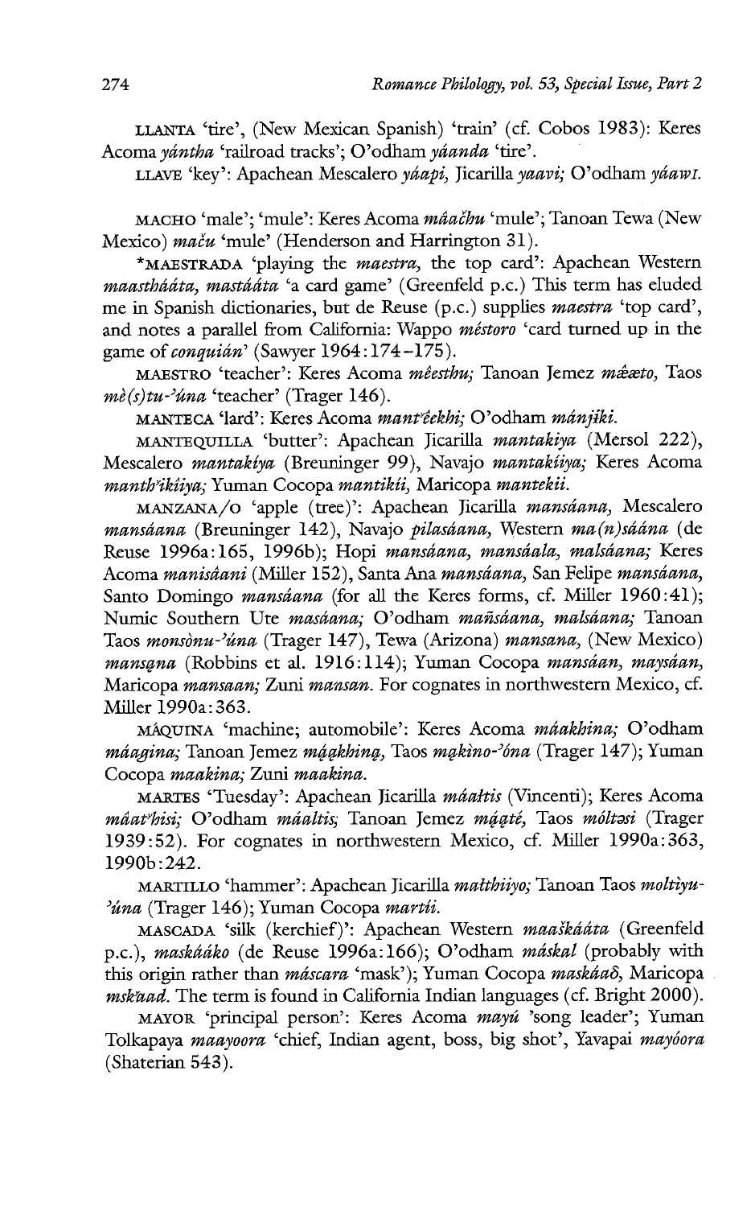LLANTA 'tire', (New Mexican Spanish) 'train' (cf. Cobos 1983): Keres Acoma *yántha* 'railroad tracks'; O'odham *yáanda* 'tire'.

LLAVE 'key': Apachean Mescalero *yáapi*, Jicarilla *yaavi;* O'odham *yáawɪ.*

MACHO 'male'; 'mule': Keres Acoma *máačhu* 'mule'; Tanoan Tewa (New Mexico) *maču* 'mule' (Henderson and Harrington 31).

*MAESTRADA 'playing the *maestra*, the top card': Apachean Western *maasthááta, mastááta* 'a card game' (Greenfeld p.c.) This term has eluded me in Spanish dictionaries, but de Reuse (p.c.) supplies *maestra* 'top card', and notes a parallel from California: Wappo *méstoro* 'card turned up in the game of *conquián*' (Sawyer 1964:174–175).

MAESTRO 'teacher': Keres Acoma *méesthu;* Tanoan Jemez *mǽæto*, Taos *mè(s)tu-ʼúna* 'teacher' (Trager 146).

MANTECA 'lard': Keres Acoma *mantʼéekhi;* O'odham *mánjiki.*

MANTEQUILLA 'butter': Apachean Jicarilla *mantakiya* (Mersol 222), Mescalero *mantakíya* (Breuninger 99), Navajo *mantakíiya;* Keres Acoma *manthʼikíiya;* Yuman Cocopa *mantikíi*, Maricopa *mantekii.*

MANZANA/O 'apple (tree)': Apachean Jicarilla *mansáana*, Mescalero *mansáana* (Breuninger 142), Navajo *pilasáana*, Western *ma(n)sáána* (de Reuse 1996a:165, 1996b); Hopi *mansáana, mansáala, malsáana;* Keres Acoma *manisâani* (Miller 152), Santa Ana *mansáana*, San Felipe *mansáana*, Santo Domingo *mansáana* (for all the Keres forms, cf. Miller 1960:41); Numic Southern Ute *masáana;* O'odham *mañsáana, malsáana;* Tanoan Taos *monsònu-ʼúna* (Trager 147), Tewa (Arizona) *mansana*, (New Mexico) *mansąna* (Robbins et al. 1916:114); Yuman Cocopa *mansáan, maysáan*, Maricopa *mansaan;* Zuni *mansan.* For cognates in northwestern Mexico, cf. Miller 1990a:363.

MÁQUINA 'machine; automobile': Keres Acoma *máakhina;* O'odham *máagina;* Tanoan Jemez *mą́ąkhiną*, Taos *mąkìno-ʼóna* (Trager 147); Yuman Cocopa *maakina;* Zuni *maakina.*

MARTES 'Tuesday': Apachean Jicarilla *máałtis* (Vincenti); Keres Acoma *máatʼhisi;* O'odham *máaltis;* Tanoan Jemez *mą́ątę́*, Taos *mółtəsi* (Trager 1939:52). For cognates in northwestern Mexico, cf. Miller 1990a:363, 1990b:242.

MARTILLO 'hammer': Apachean Jicarilla *małthiiyo;* Tanoan Taos *moltìyu-ʼúna* (Trager 146); Yuman Cocopa *martíi.*

MASCADA 'silk (kerchief)': Apachean Western *maaškááta* (Greenfeld p.c.), *maskááko* (de Reuse 1996a:166); O'odham *máskal* (probably with this origin rather than *máscara* 'mask'); Yuman Cocopa *maskááð*, Maricopa *mskʼaad.* The term is found in California Indian languages (cf. Bright 2000).

MAYOR 'principal person': Keres Acoma *mayú* 'song leader'; Yuman Tolkapaya *maayoora* 'chief, Indian agent, boss, big shot', Yavapai *mayóora* (Shaterian 543).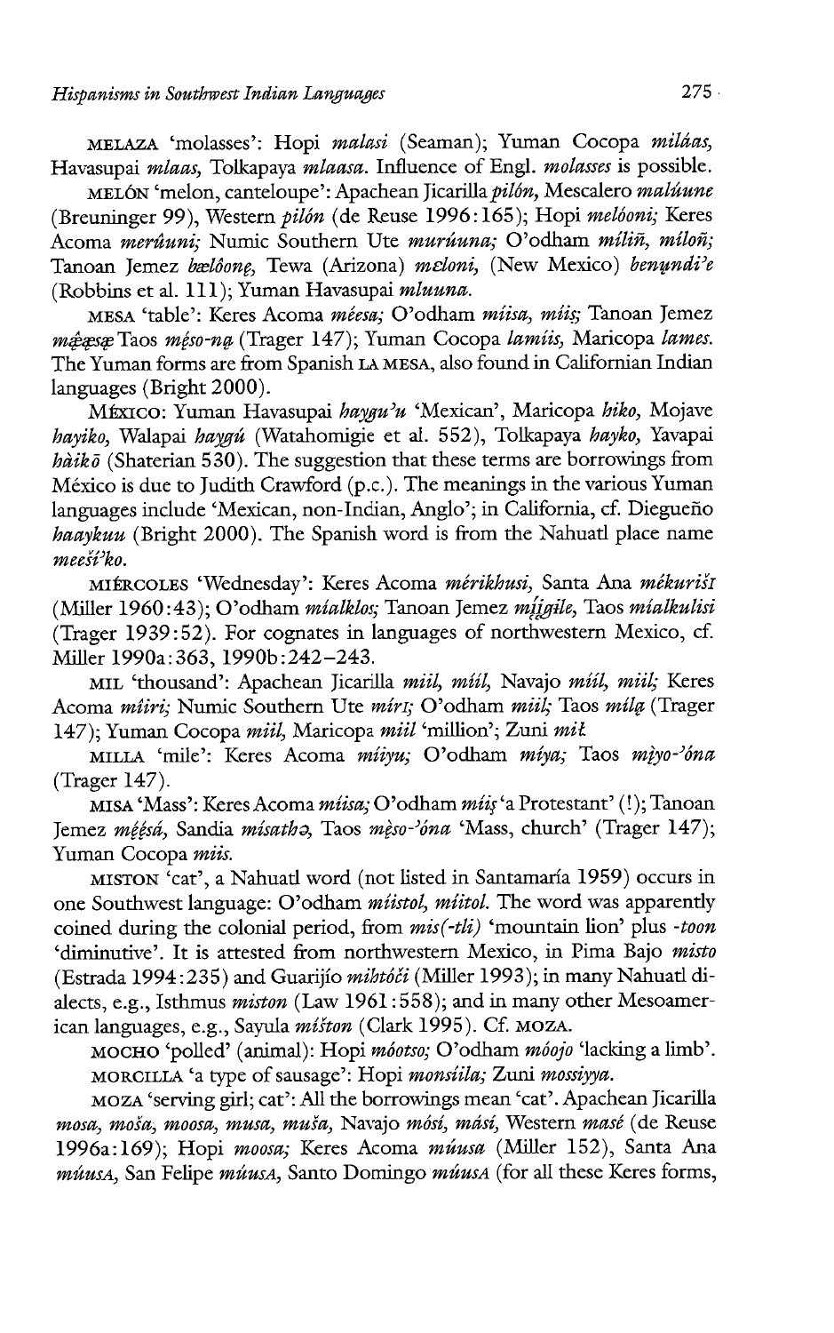MELAZA 'molasses': Hopi *malasi* (Seaman); Yuman Cocopa *miláas*, Havasupai *mlaas*, Tolkapaya *mlaasa*. Influence of Engl. *molasses* is possible.

MELÓN 'melon, canteloupe': Apachean Jicarilla *pilón*, Mescalero *malúune* (Breuninger 99), Western *pilón* (de Reuse 1996:165); Hopi *melóoni*; Keres Acoma *merûuni*; Numic Southern Ute *murúuna*; O'odham *míliñ*, *míloñ*; Tanoan Jemez *bælôonę*, Tewa (Arizona) *mɛloni*, (New Mexico) *benųndi'e* (Robbins et al. 111); Yuman Havasupai *mluuna*.

MESA 'table': Keres Acoma *méesa*; O'odham *míisa*, *miis*; Tanoan Jemez *mę̂ęsę̨* Taos *męso-nạ* (Trager 147); Yuman Cocopa *lamiis*, Maricopa *lames*. The Yuman forms are from Spanish LA MESA, also found in Californian Indian languages (Bright 2000).

MÉXICO: Yuman Havasupai *haygu'u* 'Mexican', Maricopa *hiko*, Mojave *hayiko*, Walapai *haygú* (Watahomigie et al. 552), Tolkapaya *hayko*, Yavapai *hàikō* (Shaterian 530). The suggestion that these terms are borrowings from México is due to Judith Crawford (p.c.). The meanings in the various Yuman languages include 'Mexican, non-Indian, Anglo'; in California, cf. Diegueño *haaykuu* (Bright 2000). The Spanish word is from the Nahuatl place name *meeši'ko*.

MIÉRCOLES 'Wednesday': Keres Acoma *mérikhusi*, Santa Ana *mékurišɪ* (Miller 1960:43); O'odham *mialklos*; Tanoan Jemez *mįįgile*, Taos *mialkulisi* (Trager 1939:52). For cognates in languages of northwestern Mexico, cf. Miller 1990a:363, 1990b:242–243.

MIL 'thousand': Apachean Jicarilla *miil*, *míil*, Navajo *míil*, *miil*; Keres Acoma *míiri*; Numic Southern Ute *mírɪ*; O'odham *miil*; Taos *milą* (Trager 147); Yuman Cocopa *miil*, Maricopa *miil* 'million'; Zuni *mił*.

MILLA 'mile': Keres Acoma *míiyu*; O'odham *míya*; Taos *mįyo-'óna* (Trager 147).

MISA 'Mass': Keres Acoma *míisa*; O'odham *miiṣ* 'a Protestant' (!); Tanoan Jemez *mę̂ęsá*, Sandia *mísathə*, Taos *męso-'óna* 'Mass, church' (Trager 147); Yuman Cocopa *miis*.

MISTON 'cat', a Nahuatl word (not listed in Santamaría 1959) occurs in one Southwest language: O'odham *míistol*, *míitol*. The word was apparently coined during the colonial period, from *mis(-tli)* 'mountain lion' plus *-toon* 'diminutive'. It is attested from northwestern Mexico, in Pima Bajo *misto* (Estrada 1994:235) and Guarijío *mihtóči* (Miller 1993); in many Nahuatl dialects, e.g., Isthmus *miston* (Law 1961:558); and in many other Mesoamerican languages, e.g., Sayula *mišton* (Clark 1995). Cf. MOZA.

MOCHO 'polled' (animal): Hopi *móotso*; O'odham *móojo* 'lacking a limb'.

MORCILLA 'a type of sausage': Hopi *monsíila*; Zuni *mossiyya*.

MOZA 'serving girl; cat': All the borrowings mean 'cat'. Apachean Jicarilla *mosa*, *moša*, *moosa*, *musa*, *muša*, Navajo *mósí*, *másí*, Western *masé* (de Reuse 1996a:169); Hopi *moosa*; Keres Acoma *múusa* (Miller 152), Santa Ana *múusA*, San Felipe *múusA*, Santo Domingo *múusA* (for all these Keres forms,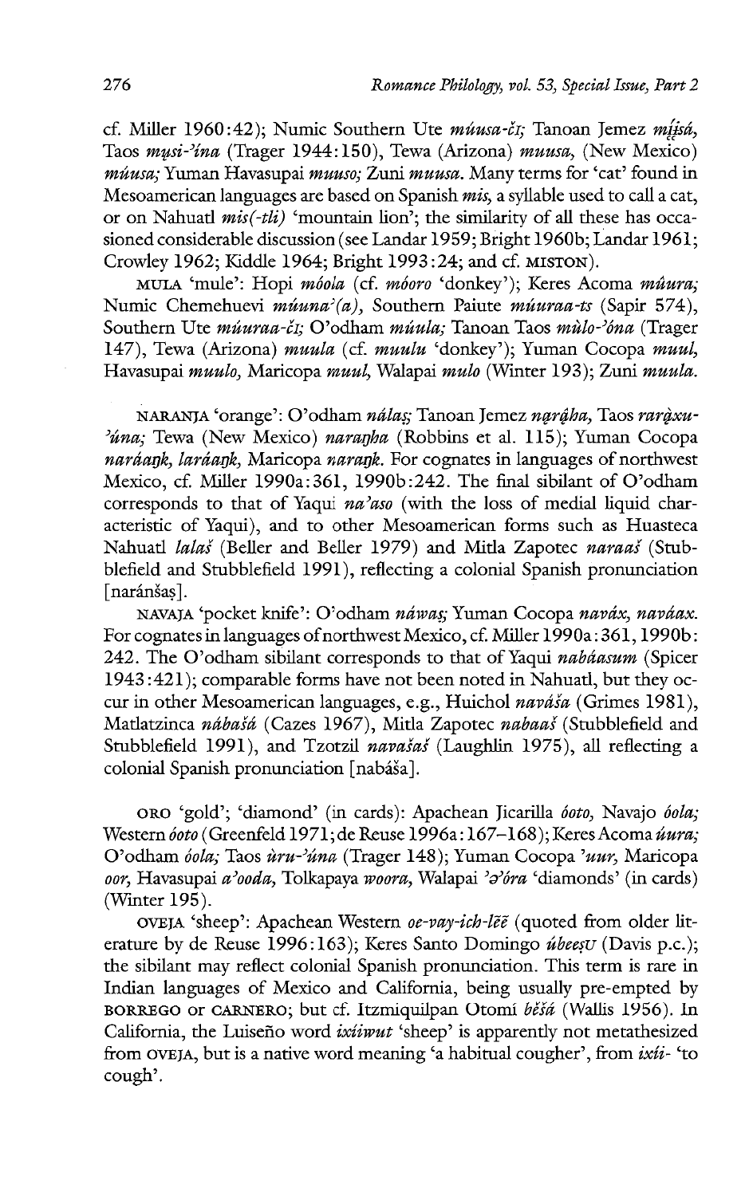cf. Miller 1960:42); Numic Southern Ute *múusa-čı*; Tanoan Jemez *mį̨́sá*, Taos *mųsi-ˀína* (Trager 1944:150), Tewa (Arizona) *muusa*, (New Mexico) *músa*; Yuman Havasupai *muuso*; Zuni *muusa*. Many terms for 'cat' found in Mesoamerican languages are based on Spanish *mis*, a syllable used to call a cat, or on Nahuatl *mis(-tli)* 'mountain lion'; the similarity of all these has occasioned considerable discussion (see Landar 1959; Bright 1960b; Landar 1961; Crowley 1962; Kiddle 1964; Bright 1993:24; and cf. MISTON).

MULA 'mule': Hopi *móola* (cf. *móoro* 'donkey'); Keres Acoma *mûura*; Numic Chemehuevi *múunaˀ(a)*, Southern Paiute *múuraa-ts* (Sapir 574), Southern Ute *múuraa-čı*; O'odham *múula*; Tanoan Taos *mùlo-ˀóna* (Trager 147), Tewa (Arizona) *muula* (cf. *muulu* 'donkey'); Yuman Cocopa *muul*, Havasupai *muulo*, Maricopa *muul*, Walapai *mulo* (Winter 193); Zuni *muula*.

NARANJA 'orange': O'odham *nálaṣ*; Tanoan Jemez *nąrâha*, Taos *rarą̀xu-ˀúna*; Tewa (New Mexico) *naraŋha* (Robbins et al. 115); Yuman Cocopa *naráaŋk*, *laráaŋk*, Maricopa *naraŋk*. For cognates in languages of northwest Mexico, cf. Miller 1990a:361, 1990b:242. The final sibilant of O'odham corresponds to that of Yaqui *na'aso* (with the loss of medial liquid characteristic of Yaqui), and to other Mesoamerican forms such as Huasteca Nahuatl *lalaš* (Beller and Beller 1979) and Mitla Zapotec *naraaš* (Stubblefield and Stubblefield 1991), reflecting a colonial Spanish pronunciation [naránšaṣ].

NAVAJA 'pocket knife': O'odham *náwaṣ*; Yuman Cocopa *naváx*, *naváax*. For cognates in languages of northwest Mexico, cf. Miller 1990a:361, 1990b:242. The O'odham sibilant corresponds to that of Yaqui *nabáasum* (Spicer 1943:421); comparable forms have not been noted in Nahuatl, but they occur in other Mesoamerican languages, e.g., Huichol *navása* (Grimes 1981), Matlatzinca *nábašá* (Cazes 1967), Mitla Zapotec *nabaaš* (Stubblefield and Stubblefield 1991), and Tzotzil *navašaš* (Laughlin 1975), all reflecting a colonial Spanish pronunciation [nabáša].

ORO 'gold'; 'diamond' (in cards): Apachean Jicarilla *óoto*, Navajo *óola*; Western *óoto* (Greenfeld 1971; de Reuse 1996a:167–168); Keres Acoma *úura*; O'odham *óola*; Taos *ùru-ˀúna* (Trager 148); Yuman Cocopa *ˀuur*, Maricopa *oor*, Havasupai *a'ooda*, Tolkapaya *woora*, Walapai *ˀəˀóra* 'diamonds' (in cards) (Winter 195).

OVEJA 'sheep': Apachean Western *oe-vay-ich-lēē* (quoted from older literature by de Reuse 1996:163); Keres Santo Domingo *úbeeṣU* (Davis p.c.); the sibilant may reflect colonial Spanish pronunciation. This term is rare in Indian languages of Mexico and California, being usually pre-empted by BORREGO or CARNERO; but cf. Itzmiquilpan Otomí *běšá* (Wallis 1956). In California, the Luiseño word *ixíiwut* 'sheep' is apparently not metathesized from OVEJA, but is a native word meaning 'a habitual cougher', from *ixíi-* 'to cough'.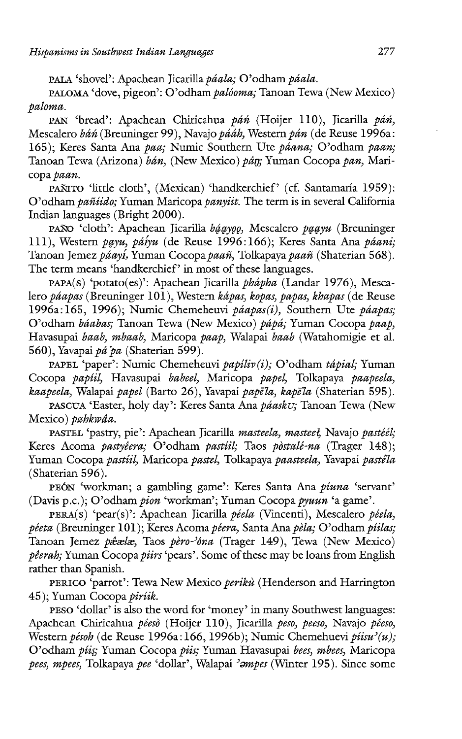PALA 'shovel': Apachean Jicarilla *páala;* O'odham *páala.*

PALOMA 'dove, pigeon': O'odham *palóoma;* Tanoan Tewa (New Mexico) *paloma.*

PAN 'bread': Apachean Chiricahua *páń* (Hoijer 110), Jicarilla *páń,* Mescalero *báń* (Breuninger 99), Navajo *pááh,* Western *pán* (de Reuse 1996a: 165); Keres Santa Ana *paa;* Numic Southern Ute *páana;* O'odham *paan;* Tanoan Tewa (Arizona) *bán,* (New Mexico) *pą̂ŋ;* Yuman Cocopa *pan,* Maricopa *paan.*

PAÑITO 'little cloth', (Mexican) 'handkerchief' (cf. Santamaría 1959): O'odham *pañiido;* Yuman Maricopa *panyiit.* The term is in several California Indian languages (Bright 2000).

PAÑO 'cloth': Apachean Jicarilla *bą́ąyǫǫ,* Mescalero *pąąyu* (Breuninger 111), Western *pąyu, páíyu* (de Reuse 1996:166); Keres Santa Ana *páani;* Tanoan Jemez *páayí,* Yuman Cocopa *paañ,* Tolkapaya *paañ* (Shaterian 568). The term means 'handkerchief' in most of these languages.

PAPA(S) 'potato(es)': Apachean Jicarilla *pʰápha* (Landar 1976), Mescalero *páapas* (Breuninger 101), Western *kápas, kopas, papas, khapas* (de Reuse 1996a:165, 1996); Numic Chemeheuvi *páapas(i),* Southern Ute *páapas;* O'odham *báabas;* Tanoan Tewa (New Mexico) *pápá;* Yuman Cocopa *paap,* Havasupai *baab, mbaab,* Maricopa *paap,* Walapai *baab* (Watahomigie et al. 560), Yavapai *pá'pa* (Shaterian 599).

PAPEL 'paper': Numic Chemeheuvi *papíliv(i);* O'odham *tápial;* Yuman Cocopa *papíil,* Havasupai *babeel,* Maricopa *papel,* Tolkapaya *paapeela, kaapeela,* Walapai *papel* (Barto 26), Yavapai *papēla, kapēla* (Shaterian 595).

PASCUA 'Easter, holy day': Keres Santa Ana *páaskʊ;* Tanoan Tewa (New Mexico) *pahkwáa.*

PASTEL 'pastry, pie': Apachean Jicarilla *masteela, masteeł,* Navajo *pastéél;* Keres Acoma *pastyéera;* O'odham *pastíil;* Taos *pòstalé-na* (Trager 148); Yuman Cocopa *pastíil,* Maricopa *pastel,* Tolkapaya *paasteela,* Yavapai *pastēla* (Shaterian 596).

PEÓN 'workman; a gambling game': Keres Santa Ana *píuna* 'servant' (Davis p.c.); O'odham *pion* 'workman'; Yuman Cocopa *pyuun* 'a game'.

PERA(S) 'pear(s)': Apachean Jicarilla *péela* (Vincenti), Mescalero *péela, péeta* (Breuninger 101); Keres Acoma *péera,* Santa Ana *pèla;* O'odham *píilas;* Tanoan Jemez *pǽælæ,* Taos *pèro-'óna* (Trager 149), Tewa (New Mexico) *pêerah;* Yuman Cocopa *piirs* 'pears'. Some of these may be loans from English rather than Spanish.

PERICO 'parrot': Tewa New Mexico *perikù* (Henderson and Harrington 45); Yuman Cocopa *piríik.*

PESO 'dollar' is also the word for 'money' in many Southwest languages: Apachean Chiricahua *péesò* (Hoijer 110), Jicarilla *peso, peeso,* Navajo *péeso,* Western *pésoh* (de Reuse 1996a:166, 1996b); Numic Chemehuevi *píisu'(u);* O'odham *píiṣ;* Yuman Cocopa *piis;* Yuman Havasupai *bees, mbees,* Maricopa *pees, mpees,* Tolkapaya *pee* 'dollar', Walapai *'əmpes* (Winter 195). Since some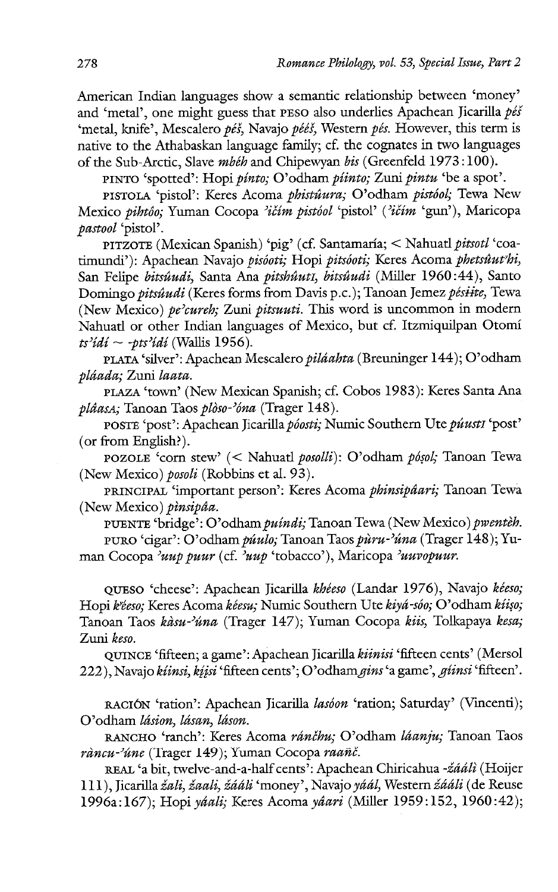American Indian languages show a semantic relationship between 'money' and 'metal', one might guess that PESO also underlies Apachean Jicarilla *péš* 'metal, knife', Mescalero *péš*, Navajo *béésh*, Western *pés*. However, this term is native to the Athabaskan language family; cf. the cognates in two languages of the Sub-Arctic, Slave *mbéh* and Chipewyan *bis* (Greenfeld 1973:100).

PINTO 'spotted': Hopi *pínto;* O'odham *píinto;* Zuni *pintu* 'be a spot'.

PISTOLA 'pistol': Keres Acoma *phistúura;* O'odham *pistóol;* Tewa New Mexico *pihtôo;* Yuman Cocopa *ʔičim pistóol* 'pistol' (*ʔičim* 'gun'), Maricopa *pastool* 'pistol'.

PITZOTE (Mexican Spanish) 'pig' (cf. Santamaría; < Nahuatl *pitsotl* 'coatimundi'): Apachean Navajo *pisóoti;* Hopi *pitsóoti;* Keres Acoma *phetsûut'hi,* San Felipe *bitsûudi,* Santa Ana *pitshûutɪ, bitsûudi* (Miller 1960:44), Santo Domingo *pitsûudi* (Keres forms from Davis p.c.); Tanoan Jemez *pésɨ̂te,* Tewa (New Mexico) *pe'cureh;* Zuni *pitsuuti.* This word is uncommon in modern Nahuatl or other Indian languages of Mexico, but cf. Itzmiquilpan Otomí *ts'ìdí* ~ *-pts'ìdí* (Wallis 1956).

PLATA 'silver': Apachean Mescalero *piláahta* (Breuninger 144); O'odham *pláada;* Zuni *laata.*

PLAZA 'town' (New Mexican Spanish; cf. Cobos 1983): Keres Santa Ana *plâasA;* Tanoan Taos *plòso-ʔóna* (Trager 148).

POSTE 'post': Apachean Jicarilla *póosti;* Numic Southern Ute *púustɪ* 'post' (or from English?).

POZOLE 'corn stew' (< Nahuatl *posolli*): O'odham *pósol;* Tanoan Tewa (New Mexico) *posoli* (Robbins et al. 93).

PRINCIPAL 'important person': Keres Acoma *phinsipâari;* Tanoan Tewa (New Mexico) *pìnsipâa.*

PUENTE 'bridge': O'odham *puíndi;* Tanoan Tewa (New Mexico) *pwentèh.*

PURO 'cigar': O'odham *púulo;* Tanoan Taos *pùru-ʔúna* (Trager 148); Yuman Cocopa *ʔuup puur* (cf. *ʔuup* 'tobacco'), Maricopa *ʔuuvopuur.*

QUESO 'cheese': Apachean Jicarilla *khéeso* (Landar 1976), Navajo *kéeso;* Hopi *k̈éeso;* Keres Acoma *kéesu;* Numic Southern Ute *kiyá-sóo;* O'odham *kíiso;* Tanoan Taos *kàsu-ʔúna* (Trager 147); Yuman Cocopa *kiis,* Tolkapaya *kesa;* Zuni *keso.*

QUINCE 'fifteen; a game': Apachean Jicarilla *kiinisi* 'fifteen cents' (Mersol 222), Navajo *kíinsi, kį́į́si* 'fifteen cents'; O'odham *gins* 'a game', *gíinsi* 'fifteen'.

RACIÓN 'ration': Apachean Jicarilla *lasóon* 'ration; Saturday' (Vincenti); O'odham *lásion, lásan, láson.*

RANCHO 'ranch': Keres Acoma *ránčhu;* O'odham *láanju;* Tanoan Taos *ràncu-ʔúne* (Trager 149); Yuman Cocopa *raañč.*

REAL 'a bit, twelve-and-a-half cents': Apachean Chiricahua *-žáálì* (Hoijer 111), Jicarilla *žali, žaali, žáálì* 'money', Navajo *yáál,* Western *žáálì* (de Reuse 1996a:167); Hopi *yáali;* Keres Acoma *yâari* (Miller 1959:152, 1960:42);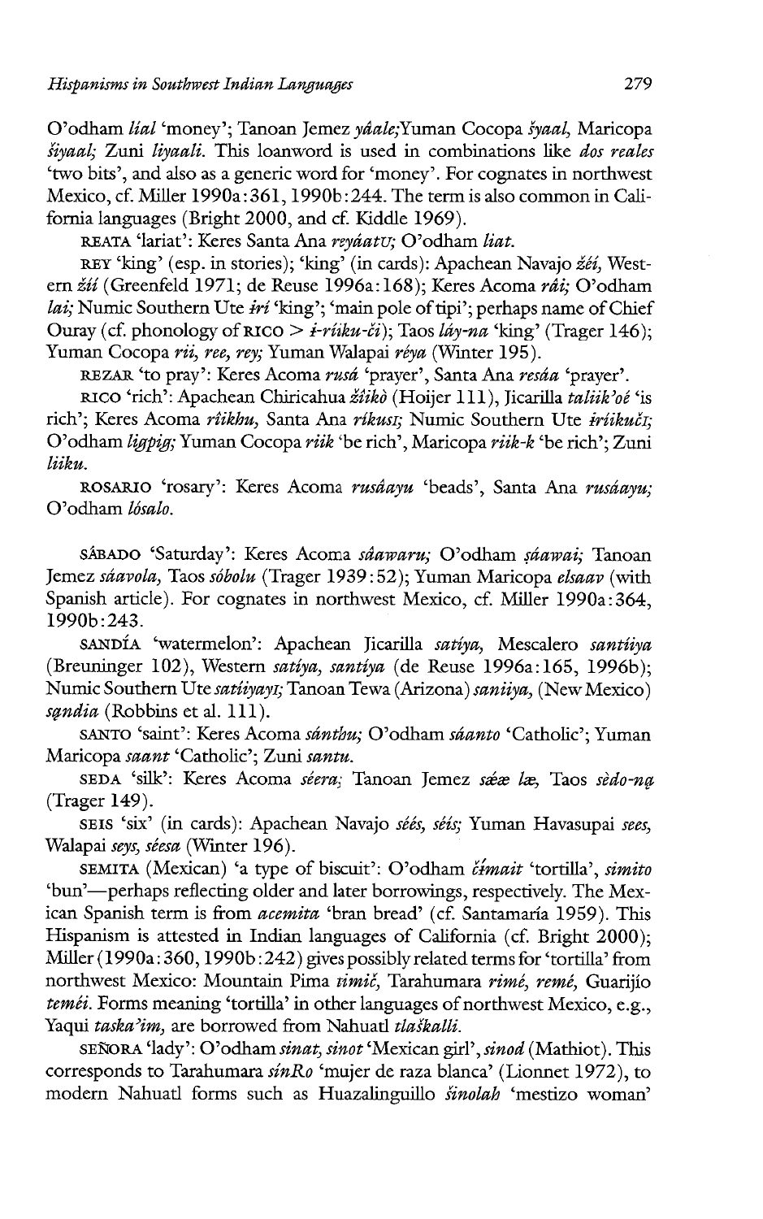O'odham *líal* 'money'; Tanoan Jemez *yâale;*Yuman Cocopa *šyaal,* Maricopa *šiyaal;* Zuni *liyaali.* This loanword is used in combinations like *dos reales* 'two bits', and also as a generic word for 'money'. For cognates in northwest Mexico, cf. Miller 1990a: 361, 1990b: 244. The term is also common in California languages (Bright 2000, and cf. Kiddle 1969).

REATA 'lariat': Keres Santa Ana *reyáatʊ;* O'odham *liat.*

REY 'king' (esp. in stories); 'king' (in cards): Apachean Navajo *žéí,* Western *žíí* (Greenfeld 1971; de Reuse 1996a: 168); Keres Acoma *rái;* O'odham *lai;* Numic Southern Ute *írí* 'king'; 'main pole of tipi'; perhaps name of Chief Ouray (cf. phonology of RICO > *i-ríiku-či*); Taos *láy-na* 'king' (Trager 146); Yuman Cocopa *rii, ree, rey;* Yuman Walapai *réya* (Winter 195).

REZAR 'to pray': Keres Acoma *rusá* 'prayer', Santa Ana *resáa* 'prayer'.

RICO 'rich': Apachean Chiricahua *žíikò* (Hoijer 111), Jicarilla *taliik'oé* 'is rich'; Keres Acoma *rîikhu,* Santa Ana *ríkusɪ;* Numic Southern Ute *iríikučɪ;* O'odham *ligpig;* Yuman Cocopa *riik* 'be rich', Maricopa *riik-k* 'be rich'; Zuni *liiku.*

ROSARIO 'rosary': Keres Acoma *rusâayu* 'beads', Santa Ana *rusáayu;* O'odham *lósalo.*

SÁBADO 'Saturday': Keres Acoma *sâawaru;* O'odham *ṣáawai;* Tanoan Jemez *sáavola,* Taos *sóbolu* (Trager 1939: 52); Yuman Maricopa *elsaav* (with Spanish article). For cognates in northwest Mexico, cf. Miller 1990a: 364, 1990b: 243.

SANDÍA 'watermelon': Apachean Jicarilla *satíya,* Mescalero *santíiya* (Breuninger 102), Western *satiya, santiya* (de Reuse 1996a: 165, 1996b); Numic Southern Ute *satíiyayɪ;* Tanoan Tewa (Arizona) *saniiya,* (New Mexico) *sąndia* (Robbins et al. 111).

SANTO 'saint': Keres Acoma *sánthu;* O'odham *sáanto* 'Catholic'; Yuman Maricopa *saant* 'Catholic'; Zuni *santu.*

SEDA 'silk': Keres Acoma *séera;* Tanoan Jemez *sǽæ læ,* Taos *sèdo-nạ* (Trager 149).

SEIS 'six' (in cards): Apachean Navajo *séés, séis;* Yuman Havasupai *sees,* Walapai *seys, séesa* (Winter 196).

SEMITA (Mexican) 'a type of biscuit': O'odham *čímait* 'tortilla', *simito* 'bun'—perhaps reflecting older and later borrowings, respectively. The Mexican Spanish term is from *acemita* 'bran bread' (cf. Santamaría 1959). This Hispanism is attested in Indian languages of California (cf. Bright 2000); Miller (1990a: 360, 1990b: 242) gives possibly related terms for 'tortilla' from northwest Mexico: Mountain Pima *timič,* Tarahumara *rimé, remé,* Guarijío *teméi.* Forms meaning 'tortilla' in other languages of northwest Mexico, e.g., Yaqui *taska'im,* are borrowed from Nahuatl *tlaškalli.*

SEÑORA 'lady': O'odham *sinat, sinot* 'Mexican girl', *sinod* (Mathiot). This corresponds to Tarahumara *sinRo* 'mujer de raza blanca' (Lionnet 1972), to modern Nahuatl forms such as Huazalinguillo *šinolah* 'mestizo woman'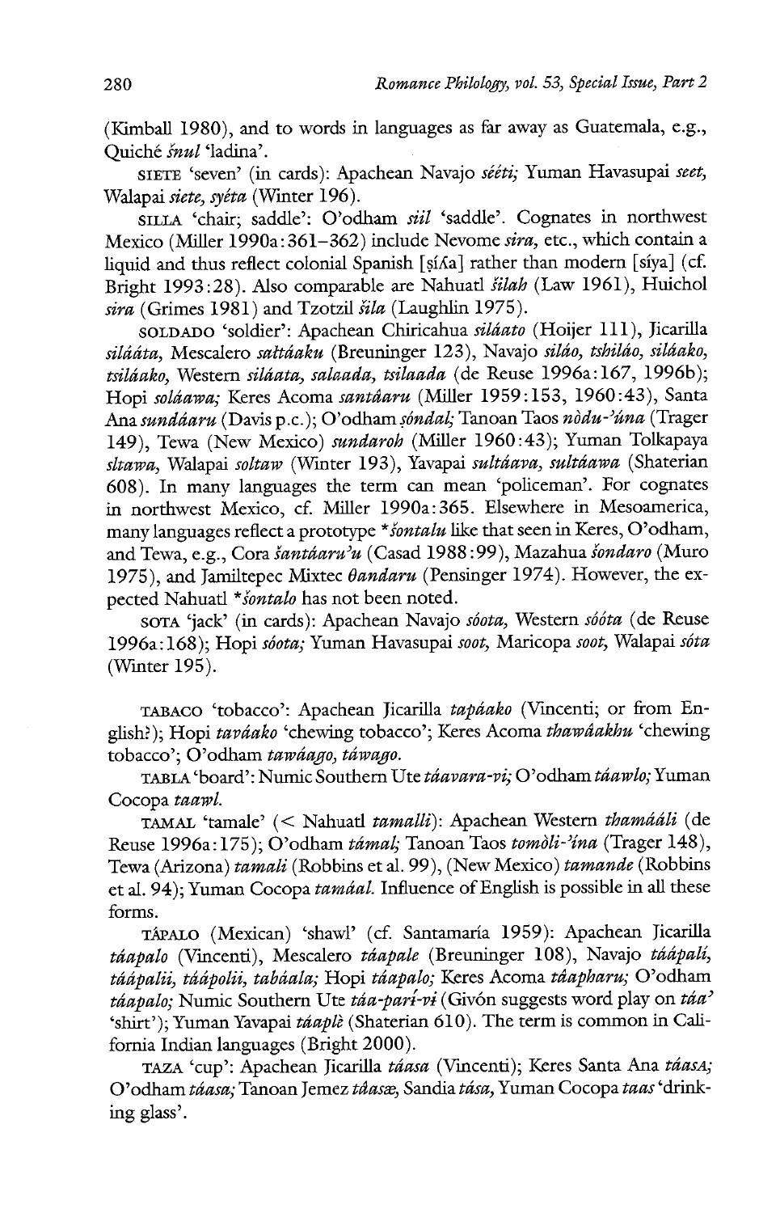(Kimball 1980), and to words in languages as far away as Guatemala, e.g., Quiché *šnul* 'ladina'.

SIETE 'seven' (in cards): Apachean Navajo *séétì;* Yuman Havasupai *seet,* Walapai *siete, syéta* (Winter 196).

SILLA 'chair; saddle': O'odham *siil* 'saddle'. Cognates in northwest Mexico (Miller 1990a: 361–362) include Nevome *sira,* etc., which contain a liquid and thus reflect colonial Spanish [ṣíʎa] rather than modern [síya] (cf. Bright 1993: 28). Also comparable are Nahuatl *šilah* (Law 1961), Huichol *sira* (Grimes 1981) and Tzotzil *šila* (Laughlin 1975).

SOLDADO 'soldier': Apachean Chiricahua *siláato* (Hoijer 111), Jicarilla *siláàta,* Mescalero *saltáaku* (Breuninger 123), Navajo *siláo, tshiláo, siláako, tsiláako,* Western *siláata, salaada, tsilaada* (de Reuse 1996a: 167, 1996b); Hopi *soláawa;* Keres Acoma *santáaru* (Miller 1959: 153, 1960: 43), Santa Ana *sundáaru* (Davis p.c.); O'odham *ṣóndal;* Tanoan Taos *nòdu-'úna* (Trager 149), Tewa (New Mexico) *sundaroh* (Miller 1960: 43); Yuman Tolkapaya *sltawa,* Walapai *soltaw* (Winter 193), Yavapai *sultáava, sultáawa* (Shaterian 608). In many languages the term can mean 'policeman'. For cognates in northwest Mexico, cf. Miller 1990a: 365. Elsewhere in Mesoamerica, many languages reflect a prototype **šontalu* like that seen in Keres, O'odham, and Tewa, e.g., Cora *šantáaru'u* (Casad 1988: 99), Mazahua *šondaro* (Muro 1975), and Jamiltepec Mixtec *θandaru* (Pensinger 1974). However, the expected Nahuatl **šontalo* has not been noted.

SOTA 'jack' (in cards): Apachean Navajo *sóota,* Western *sóóta* (de Reuse 1996a: 168); Hopi *sóota;* Yuman Havasupai *soot,* Maricopa *soot,* Walapai *sóta* (Winter 195).

TABACO 'tobacco': Apachean Jicarilla *tapáako* (Vincenti; or from English?); Hopi *taváako* 'chewing tobacco'; Keres Acoma *thawáakhu* 'chewing tobacco'; O'odham *tawáago, táwago.*

TABLA 'board': Numic Southern Ute *táavara-vi;* O'odham *táawlo;* Yuman Cocopa *taawl.*

TAMAL 'tamale' (< Nahuatl *tamalli*): Apachean Western *thamáàli* (de Reuse 1996a: 175); O'odham *támal;* Tanoan Taos *tomòli-'ína* (Trager 148), Tewa (Arizona) *tamali* (Robbins et al. 99), (New Mexico) *tamande* (Robbins et al. 94); Yuman Cocopa *tamáal.* Influence of English is possible in all these forms.

TÁPALO (Mexican) 'shawl' (cf. Santamaría 1959): Apachean Jicarilla *táapalo* (Vincenti), Mescalero *táapale* (Breuninger 108), Navajo *tááрalí, tááрalii, tááрolii, tabáala;* Hopi *táapalo;* Keres Acoma *táapharu;* O'odham *táapalo;* Numic Southern Ute *táa-parí-vɨ* (Givón suggests word play on *táa'* 'shirt'); Yuman Yavapai *táaplè* (Shaterian 610). The term is common in California Indian languages (Bright 2000).

TAZA 'cup': Apachean Jicarilla *táasa* (Vincenti); Keres Santa Ana *táasA;* O'odham *táasa;* Tanoan Jemez *tâasæ,* Sandia *tása,* Yuman Cocopa *taas* 'drinking glass'.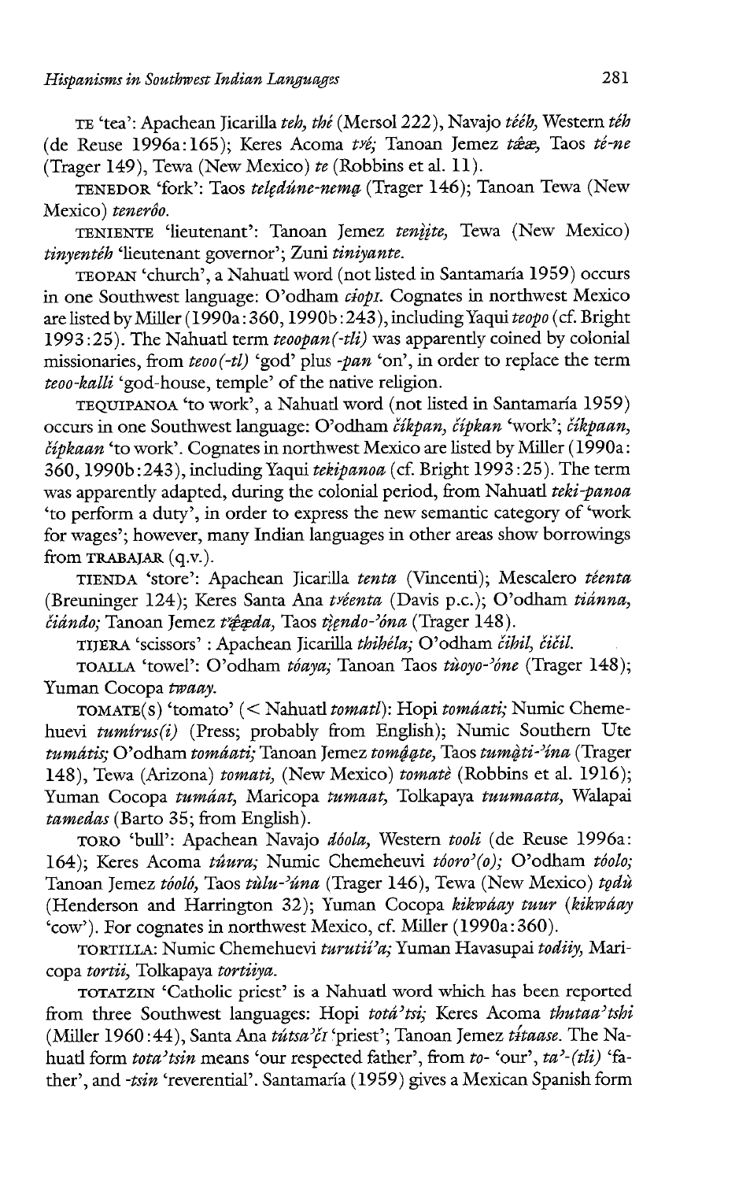TE 'tea': Apachean Jicarilla *teh, thé* (Mersol 222), Navajo *tééh,* Western *téh* (de Reuse 1996a:165); Keres Acoma *tʸé;* Tanoan Jemez *tǽæ,* Taos *té-ne* (Trager 149), Tewa (New Mexico) *te* (Robbins et al. 11).

TENEDOR 'fork': Taos *teləd́úne-nemą* (Trager 146); Tanoan Tewa (New Mexico) *teneróo.*

TENIENTE 'lieutenant': Tanoan Jemez *tenį̀įte,* Tewa (New Mexico) *tinyentéh* 'lieutenant governor'; Zuni *tiniyante.*

TEOPAN 'church', a Nahuatl word (not listed in Santamaría 1959) occurs in one Southwest language: O'odham *ciopɪ.* Cognates in northwest Mexico are listed by Miller (1990a:360, 1990b:243), including Yaqui *teopo* (cf. Bright 1993:25). The Nahuatl term *teoopan(-tli)* was apparently coined by colonial missionaries, from *teoo(-tl)* 'god' plus *-pan* 'on', in order to replace the term *teoo-kalli* 'god-house, temple' of the native religion.

TEQUIPANOA 'to work', a Nahuatl word (not listed in Santamaría 1959) occurs in one Southwest language: O'odham *číkpan, čípkan* 'work'; *číkpaan, čípkaan* 'to work'. Cognates in northwest Mexico are listed by Miller (1990a:360, 1990b:243), including Yaqui *tekipanoa* (cf. Bright 1993:25). The term was apparently adapted, during the colonial period, from Nahuatl *teki-panoa* 'to perform a duty', in order to express the new semantic category of 'work for wages'; however, many Indian languages in other areas show borrowings from TRABAJAR (q.v.).

TIENDA 'store': Apachean Jicarilla *tenta* (Vincenti); Mescalero *téenta* (Breuninger 124); Keres Santa Ana *tʸéenta* (Davis p.c.); O'odham *tiánna, čiándo;* Tanoan Jemez *tʸǽǽda,* Taos *tįendo-ʔóna* (Trager 148).

TIJERA 'scissors' : Apachean Jicarilla *thihéla;* O'odham *číhil, čičil.*

TOALLA 'towel': O'odham *tóaya;* Tanoan Taos *tùoyo-ʔóne* (Trager 148); Yuman Cocopa *twaay.*

TOMATE(S) 'tomato' (< Nahuatl *tomatl*): Hopi *tomáati;* Numic Chemehuevi *tumírus(i)* (Press; probably from English); Numic Southern Ute *tumátis;* O'odham *tomáati;* Tanoan Jemez *tomą́ąte,* Taos *tumą̀ti-ʔína* (Trager 148), Tewa (Arizona) *tomati,* (New Mexico) *tomatè* (Robbins et al. 1916); Yuman Cocopa *tumáat,* Maricopa *tumaat,* Tolkapaya *tuumaata,* Walapai *tamedas* (Barto 35; from English).

TORO 'bull': Apachean Navajo *dóola,* Western *tooli* (de Reuse 1996a: 164); Keres Acoma *túura;* Numic Chemeheuvi *tóoroʔ(o);* O'odham *tóolo;* Tanoan Jemez *tóoló,* Taos *tùlu-ʔúna* (Trager 146), Tewa (New Mexico) *tǫdù* (Henderson and Harrington 32); Yuman Cocopa *kikwáay tuur* (*kikwáay* 'cow'). For cognates in northwest Mexico, cf. Miller (1990a:360).

TORTILLA: Numic Chemehuevi *turutiiʔa;* Yuman Havasupai *todiiy,* Maricopa *tortii,* Tolkapaya *tortiiya.*

TOTATZIN 'Catholic priest' is a Nahuatl word which has been reported from three Southwest languages: Hopi *totáʔtsi;* Keres Acoma *thutaaʔtshi* (Miller 1960:44), Santa Ana *tútsaʔčɪ* 'priest'; Tanoan Jemez *tı́taase.* The Nahuatl form *totaʔtsin* means 'our respected father', from *to-* 'our', *taʔ-(tli)* 'father', and *-tsin* 'reverential'. Santamaría (1959) gives a Mexican Spanish form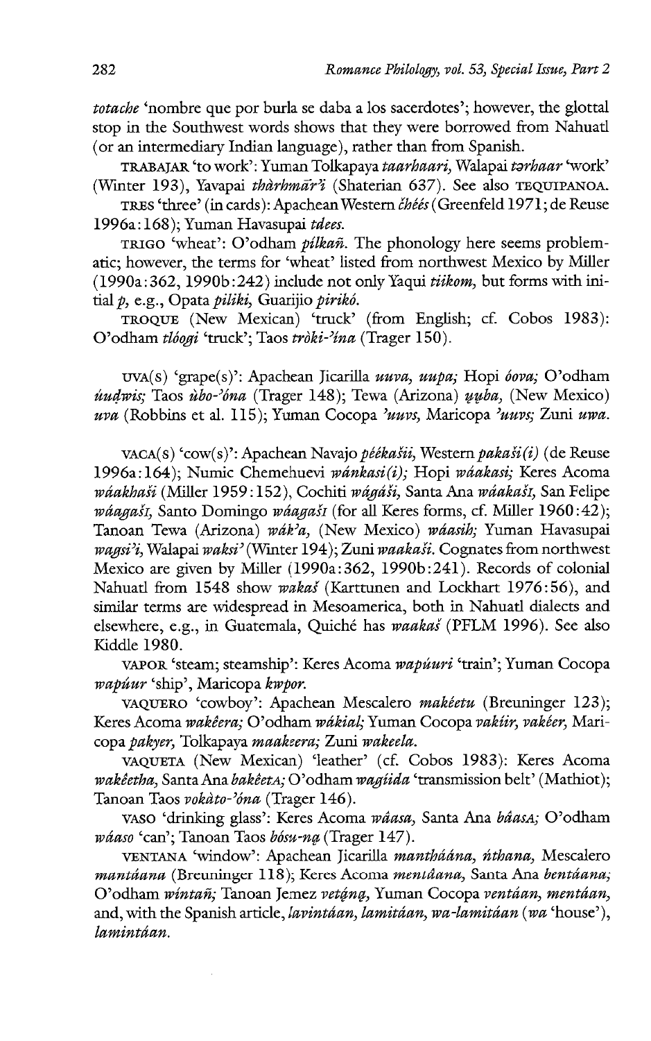*totache* 'nombre que por burla se daba a los sacerdotes'; however, the glottal stop in the Southwest words shows that they were borrowed from Nahuatl (or an intermediary Indian language), rather than from Spanish.

TRABAJAR 'to work': Yuman Tolkapaya *taarhaari*, Walapai *tərhaar* 'work' (Winter 193), Yavapai *thàrhmār'i* (Shaterian 637). See also TEQUIPANOA.

TRES 'three' (in cards): Apachean Western *čhéés* (Greenfeld 1971; de Reuse 1996a:168); Yuman Havasupai *tdees*.

TRIGO 'wheat': O'odham *pílkañ*. The phonology here seems problematic; however, the terms for 'wheat' listed from northwest Mexico by Miller (1990a:362, 1990b:242) include not only Yaqui *tiikom*, but forms with initial *p*, e.g., Opata *piliki*, Guarijío *pirikó*.

TROQUE (New Mexican) 'truck' (from English; cf. Cobos 1983): O'odham *tlóogi* 'truck'; Taos *tròki-'óna* (Trager 150).

UVA(S) 'grape(s)': Apachean Jicarilla *uuva*, *uupa*; Hopi *óova*; O'odham *úudwis*; Taos *ùbo-'óna* (Trager 148); Tewa (Arizona) *ųųba*, (New Mexico) *uva* (Robbins et al. 115); Yuman Cocopa *'uuvs*, Maricopa *'uuvs*; Zuni *uwa*.

VACA(S) 'cow(s)': Apachean Navajo *péékašii*, Western *pakaši(i)* (de Reuse 1996a:164); Numic Chemehuevi *wánkasi(i)*; Hopi *wáakasi*; Keres Acoma *wáakhaši* (Miller 1959:152), Cochiti *wágáši*, Santa Ana *wáakašɪ*, San Felipe *wáagašɪ*, Santo Domingo *wáagašɪ* (for all Keres forms, cf. Miller 1960:42); Tanoan Tewa (Arizona) *wák'a*, (New Mexico) *wáasih*; Yuman Havasupai *wagsi'i*, Walapai *waksi'* (Winter 194); Zuni *waakaši*. Cognates from northwest Mexico are given by Miller (1990a:362, 1990b:241). Records of colonial Nahuatl from 1548 show *wakaš* (Karttunen and Lockhart 1976:56), and similar terms are widespread in Mesoamerica, both in Nahuatl dialects and elsewhere, e.g., in Guatemala, Quiché has *waakaš* (PFLM 1996). See also Kiddle 1980.

VAPOR 'steam; steamship': Keres Acoma *wapúuri* 'train'; Yuman Cocopa *wapúur* 'ship', Maricopa *kwpor*.

VAQUERO 'cowboy': Apachean Mescalero *makéetu* (Breuninger 123); Keres Acoma *wakêera*; O'odham *wákial*; Yuman Cocopa *vakíir*, *vakéer*, Maricopa *pakyer*, Tolkapaya *maakeera*; Zuni *wakeela*.

VAQUETA (New Mexican) 'leather' (cf. Cobos 1983): Keres Acoma *wakêetha*, Santa Ana *bakêetA*; O'odham *wagiida* 'transmission belt' (Mathiot); Tanoan Taos *vokàto-'óna* (Trager 146).

VASO 'drinking glass': Keres Acoma *wâasa*, Santa Ana *bâasA*; O'odham *wáaso* 'can'; Tanoan Taos *bósu-nạ* (Trager 147).

VENTANA 'window': Apachean Jicarilla *manthąána*, *ńthana*, Mescalero *mantáana* (Breuninger 118); Keres Acoma *mentâana*, Santa Ana *bentâana*; O'odham *wíntañ*; Tanoan Jemez *vetą̨ną*, Yuman Cocopa *ventáan*, *mentáan*, and, with the Spanish article, *lavintáan*, *lamitáan*, *wa-lamitáan* (*wa* 'house'), *lamintáan*.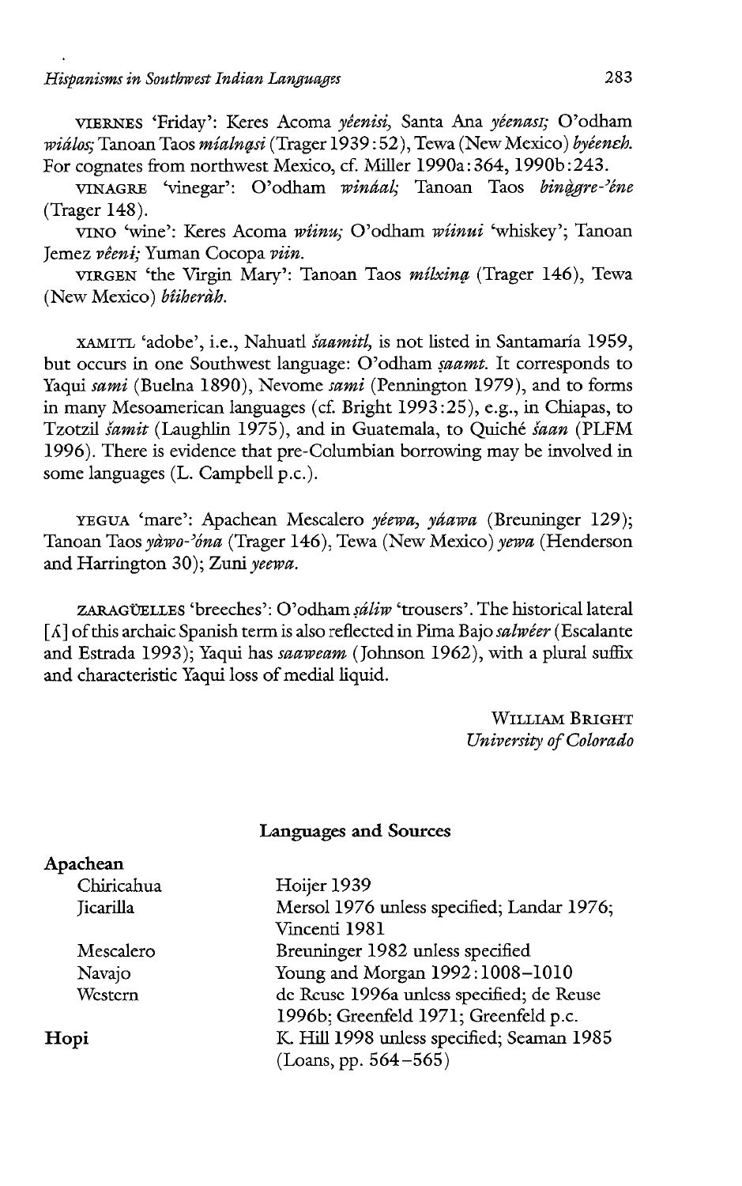VIERNES 'Friday': Keres Acoma *yéenisi,* Santa Ana *yéenasɪ;* O'odham *wiálos;* Tanoan Taos *míalnąsi* (Trager 1939:52), Tewa (New Mexico) *byéeneh.* For cognates from northwest Mexico, cf. Miller 1990a:364, 1990b:243.

VINAGRE 'vinegar': O'odham *winấal;* Tanoan Taos *biną̀gre-ʔéne* (Trager 148).

VINO 'wine': Keres Acoma *wíinu;* O'odham *wíinui* 'whiskey'; Tanoan Jemez *vę̂eni;* Yuman Cocopa *viin.*

VIRGEN 'the Virgin Mary': Tanoan Taos *mílxiną* (Trager 146), Tewa (New Mexico) *bíiheràh.*

XAMITL 'adobe', i.e., Nahuatl *šaamitl,* is not listed in Santamaría 1959, but occurs in one Southwest language: O'odham *ṣaamt.* It corresponds to Yaqui *sami* (Buelna 1890), Nevome *sami* (Pennington 1979), and to forms in many Mesoamerican languages (cf. Bright 1993:25), e.g., in Chiapas, to Tzotzil *šamit* (Laughlin 1975), and in Guatemala, to Quiché *šaan* (PLFM 1996). There is evidence that pre-Columbian borrowing may be involved in some languages (L. Campbell p.c.).

YEGUA 'mare': Apachean Mescalero *yéewa, yáawa* (Breuninger 129); Tanoan Taos *yàwo-ʔóna* (Trager 146), Tewa (New Mexico) *yewa* (Henderson and Harrington 30); Zuni *yeewa.*

ZARAGÜELLES 'breeches': O'odham *ṣáliw* 'trousers'. The historical lateral [ʎ] of this archaic Spanish term is also reflected in Pima Bajo *salwéer* (Escalante and Estrada 1993); Yaqui has *saaweam* (Johnson 1962), with a plural suffix and characteristic Yaqui loss of medial liquid.

WILLIAM BRIGHT
*University of Colorado*

## Languages and Sources

**Apachean**

| | |
|---|---|
| Chiricahua | Hoijer 1939 |
| Jicarilla | Mersol 1976 unless specified; Landar 1976; Vincenti 1981 |
| Mescalero | Breuninger 1982 unless specified |
| Navajo | Young and Morgan 1992:1008–1010 |
| Western | de Reuse 1996a unless specified; de Reuse 1996b; Greenfeld 1971; Greenfeld p.c. |
| **Hopi** | K. Hill 1998 unless specified; Seaman 1985 (Loans, pp. 564–565) |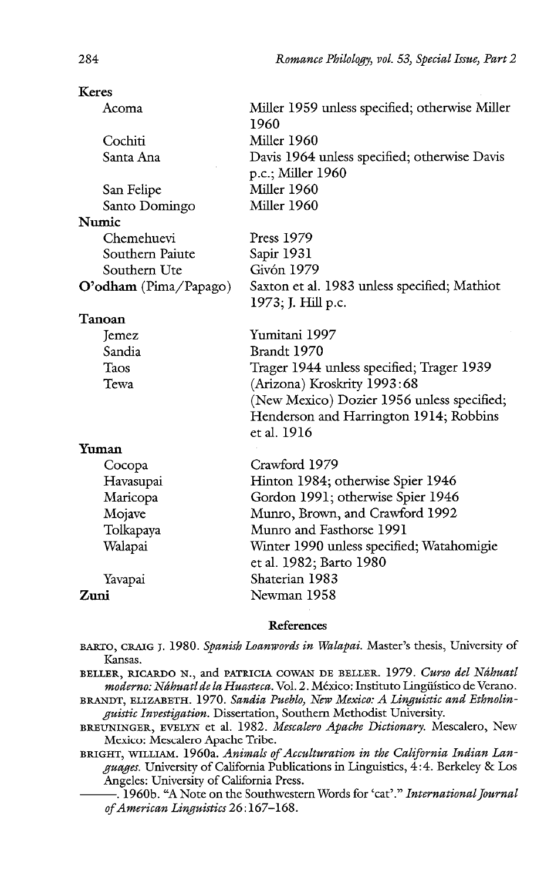| | |
|---|---|
| **Keres** | |
| Acoma | Miller 1959 unless specified; otherwise Miller 1960 |
| Cochiti | Miller 1960 |
| Santa Ana | Davis 1964 unless specified; otherwise Davis p.c.; Miller 1960 |
| San Felipe | Miller 1960 |
| Santo Domingo | Miller 1960 |
| **Numic** | |
| Chemehuevi | Press 1979 |
| Southern Paiute | Sapir 1931 |
| Southern Ute | Givón 1979 |
| **O'odham** (Pima/Papago) | Saxton et al. 1983 unless specified; Mathiot 1973; J. Hill p.c. |
| **Tanoan** | |
| Jemez | Yumitani 1997 |
| Sandia | Brandt 1970 |
| Taos | Trager 1944 unless specified; Trager 1939 |
| Tewa | (Arizona) Kroskrity 1993:68<br>(New Mexico) Dozier 1956 unless specified; Henderson and Harrington 1914; Robbins et al. 1916 |
| **Yuman** | |
| Cocopa | Crawford 1979 |
| Havasupai | Hinton 1984; otherwise Spier 1946 |
| Maricopa | Gordon 1991; otherwise Spier 1946 |
| Mojave | Munro, Brown, and Crawford 1992 |
| Tolkapaya | Munro and Fasthorse 1991 |
| Walapai | Winter 1990 unless specified; Watahomigie et al. 1982; Barto 1980 |
| Yavapai | Shaterian 1983 |
| **Zuni** | Newman 1958 |

## References

BARTO, CRAIG J. 1980. *Spanish Loanwords in Walapai.* Master's thesis, University of Kansas.

BELLER, RICARDO N., and PATRICIA COWAN DE BELLER. 1979. *Curso del Náhuatl moderno: Náhuatl de la Huasteca.* Vol. 2. México: Instituto Lingüístico de Verano.

BRANDT, ELIZABETH. 1970. *Sandia Pueblo, New Mexico: A Linguistic and Ethnolinguistic Investigation.* Dissertation, Southern Methodist University.

BREUNINGER, EVELYN et al. 1982. *Mescalero Apache Dictionary.* Mescalero, New Mexico: Mescalero Apache Tribe.

BRIGHT, WILLIAM. 1960a. *Animals of Acculturation in the California Indian Languages.* University of California Publications in Linguistics, 4:4. Berkeley & Los Angeles: University of California Press.

———. 1960b. "A Note on the Southwestern Words for 'cat'." *International Journal of American Linguistics* 26:167–168.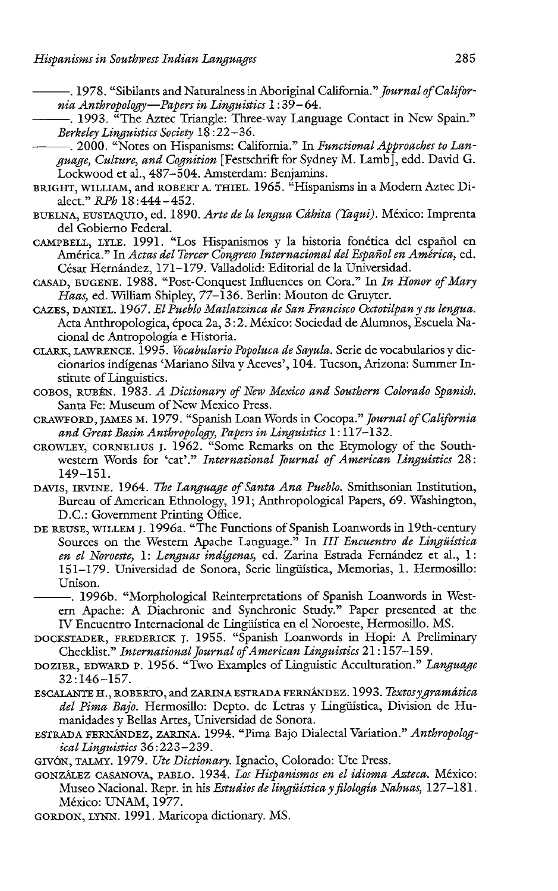———. 1978. "Sibilants and Naturalness in Aboriginal California." *Journal of California Anthropology—Papers in Linguistics* 1:39–64.

———. 1993. "The Aztec Triangle: Three-way Language Contact in New Spain." *Berkeley Linguistics Society* 18:22–36.

———. 2000. "Notes on Hispanisms: California." In *Functional Approaches to Language, Culture, and Cognition* [Festschrift for Sydney M. Lamb], edd. David G. Lockwood et al., 487–504. Amsterdam: Benjamins.

BRIGHT, WILLIAM, and ROBERT A. THIEL. 1965. "Hispanisms in a Modern Aztec Dialect." *RPh* 18:444–452.

BUELNA, EUSTAQUIO, ed. 1890. *Arte de la lengua Cáhita (Yaqui)*. México: Imprenta del Gobierno Federal.

CAMPBELL, LYLE. 1991. "Los Hispanismos y la historia fonética del español en América." In *Actas del Tercer Congreso Internacional del Español en América*, ed. César Hernández, 171–179. Valladolid: Editorial de la Universidad.

CASAD, EUGENE. 1988. "Post-Conquest Influences on Cora." In *In Honor of Mary Haas*, ed. William Shipley, 77–136. Berlin: Mouton de Gruyter.

CAZES, DANIEL. 1967. *El Pueblo Matlatzinca de San Francisco Oxtotilpan y su lengua*. Acta Anthropologica, época 2a, 3:2. México: Sociedad de Alumnos, Escuela Nacional de Antropología e Historia.

CLARK, LAWRENCE. 1995. *Vocabulario Popoluca de Sayula*. Serie de vocabularios y diccionarios indígenas 'Mariano Silva y Aceves', 104. Tucson, Arizona: Summer Institute of Linguistics.

COBOS, RUBÉN. 1983. *A Dictionary of New Mexico and Southern Colorado Spanish*. Santa Fe: Museum of New Mexico Press.

CRAWFORD, JAMES M. 1979. "Spanish Loan Words in Cocopa." *Journal of California and Great Basin Anthropology, Papers in Linguistics* 1:117–132.

CROWLEY, CORNELIUS J. 1962. "Some Remarks on the Etymology of the Southwestern Words for 'cat'." *International Journal of American Linguistics* 28: 149–151.

DAVIS, IRVINE. 1964. *The Language of Santa Ana Pueblo*. Smithsonian Institution, Bureau of American Ethnology, 191; Anthropological Papers, 69. Washington, D.C.: Government Printing Office.

DE REUSE, WILLEM J. 1996a. "The Functions of Spanish Loanwords in 19th-century Sources on the Western Apache Language." In *III Encuentro de Lingüística en el Noroeste*, 1: *Lenguas indígenas*, ed. Zarina Estrada Fernández et al., 1: 151–179. Universidad de Sonora, Serie lingüística, Memorias, 1. Hermosillo: Unison.

———. 1996b. "Morphological Reinterpretations of Spanish Loanwords in Western Apache: A Diachronic and Synchronic Study." Paper presented at the IV Encuentro Internacional de Lingüística en el Noroeste, Hermosillo. MS.

DOCKSTADER, FREDERICK J. 1955. "Spanish Loanwords in Hopi: A Preliminary Checklist." *International Journal of American Linguistics* 21:157–159.

DOZIER, EDWARD P. 1956. "Two Examples of Linguistic Acculturation." *Language* 32:146–157.

ESCALANTE H., ROBERTO, and ZARINA ESTRADA FERNÁNDEZ. 1993. *Textos y gramática del Pima Bajo*. Hermosillo: Depto. de Letras y Lingüística, Division de Humanidades y Bellas Artes, Universidad de Sonora.

ESTRADA FERNÁNDEZ, ZARINA. 1994. "Pima Bajo Dialectal Variation." *Anthropological Linguistics* 36:223–239.

GIVÓN, TALMY. 1979. *Ute Dictionary*. Ignacio, Colorado: Ute Press.

GONZÁLEZ CASANOVA, PABLO. 1934. *Los Hispanismos en el idioma Azteca*. México: Museo Nacional. Repr. in his *Estudios de lingüística y filología Nahuas*, 127–181. México: UNAM, 1977.

GORDON, LYNN. 1991. Maricopa dictionary. MS.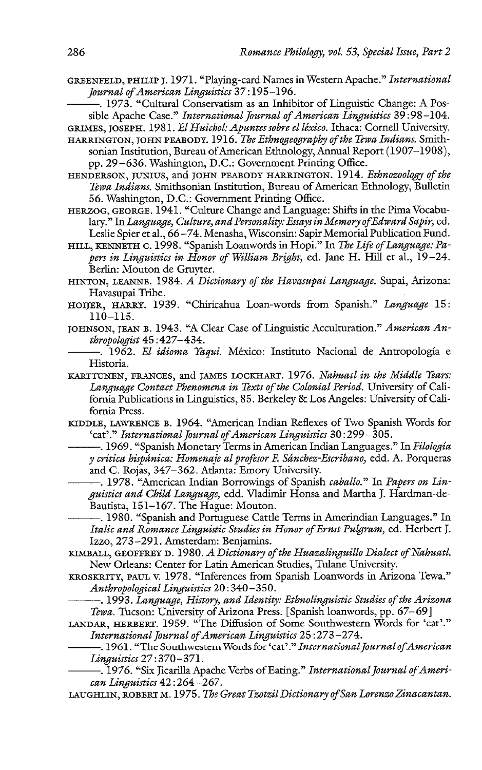GREENFELD, PHILIP J. 1971. "Playing-card Names in Western Apache." *International Journal of American Linguistics* 37:195–196.

———. 1973. "Cultural Conservatism as an Inhibitor of Linguistic Change: A Possible Apache Case." *International Journal of American Linguistics* 39:98–104.

GRIMES, JOSEPH. 1981. *El Huichol: Apuntes sobre el léxico.* Ithaca: Cornell University.

HARRINGTON, JOHN PEABODY. 1916. *The Ethnogeography of the Tewa Indians.* Smithsonian Institution, Bureau of American Ethnology, Annual Report (1907–1908), pp. 29–636. Washington, D.C.: Government Printing Office.

HENDERSON, JUNIUS, and JOHN PEABODY HARRINGTON. 1914. *Ethnozoology of the Tewa Indians.* Smithsonian Institution, Bureau of American Ethnology, Bulletin 56. Washington, D.C.: Government Printing Office.

HERZOG, GEORGE. 1941. "Culture Change and Language: Shifts in the Pima Vocabulary." In *Language, Culture, and Personality: Essays in Memory of Edward Sapir,* ed. Leslie Spier et al., 66–74. Menasha, Wisconsin: Sapir Memorial Publication Fund.

HILL, KENNETH C. 1998. "Spanish Loanwords in Hopi." In *The Life of Language: Papers in Linguistics in Honor of William Bright,* ed. Jane H. Hill et al., 19–24. Berlin: Mouton de Gruyter.

HINTON, LEANNE. 1984. *A Dictionary of the Havasupai Language.* Supai, Arizona: Havasupai Tribe.

HOIJER, HARRY. 1939. "Chiricahua Loan-words from Spanish." *Language* 15: 110–115.

JOHNSON, JEAN B. 1943. "A Clear Case of Linguistic Acculturation." *American Anthropologist* 45:427–434.

———. 1962. *El idioma Yaqui.* México: Instituto Nacional de Antropología e Historia.

KARTTUNEN, FRANCES, and JAMES LOCKHART. 1976. *Nahuatl in the Middle Years: Language Contact Phenomena in Texts of the Colonial Period.* University of California Publications in Linguistics, 85. Berkeley & Los Angeles: University of California Press.

KIDDLE, LAWRENCE B. 1964. "American Indian Reflexes of Two Spanish Words for 'cat'." *International Journal of American Linguistics* 30:299–305.

———. 1969. "Spanish Monetary Terms in American Indian Languages." In *Filología y crítica hispánica: Homenaje al profesor F. Sánchez-Escribano,* edd. A. Porqueras and C. Rojas, 347–362. Atlanta: Emory University.

———. 1978. "American Indian Borrowings of Spanish *caballo.*" In *Papers on Linguistics and Child Language,* edd. Vladimir Honsa and Martha J. Hardman-de-Bautista, 151–167. The Hague: Mouton.

———. 1980. "Spanish and Portuguese Cattle Terms in Amerindian Languages." In *Italic and Romance Linguistic Studies in Honor of Ernst Pulgram,* ed. Herbert J. Izzo, 273–291. Amsterdam: Benjamins.

KIMBALL, GEOFFREY D. 1980. *A Dictionary of the Huazalinguillo Dialect of Nahuatl.* New Orleans: Center for Latin American Studies, Tulane University.

KROSKRITY, PAUL V. 1978. "Inferences from Spanish Loanwords in Arizona Tewa." *Anthropological Linguistics* 20:340–350.

———. 1993. *Language, History, and Identity: Ethnolinguistic Studies of the Arizona Tewa.* Tucson: University of Arizona Press. [Spanish loanwords, pp. 67–69]

LANDAR, HERBERT. 1959. "The Diffusion of Some Southwestern Words for 'cat'." *International Journal of American Linguistics* 25:273–274.

———. 1961. "The Southwestern Words for 'cat'." *International Journal of American Linguistics* 27:370–371.

———. 1976. "Six Jicarilla Apache Verbs of Eating." *International Journal of American Linguistics* 42:264–267.

LAUGHLIN, ROBERT M. 1975. *The Great Tzotzil Dictionary of San Lorenzo Zinacantan.*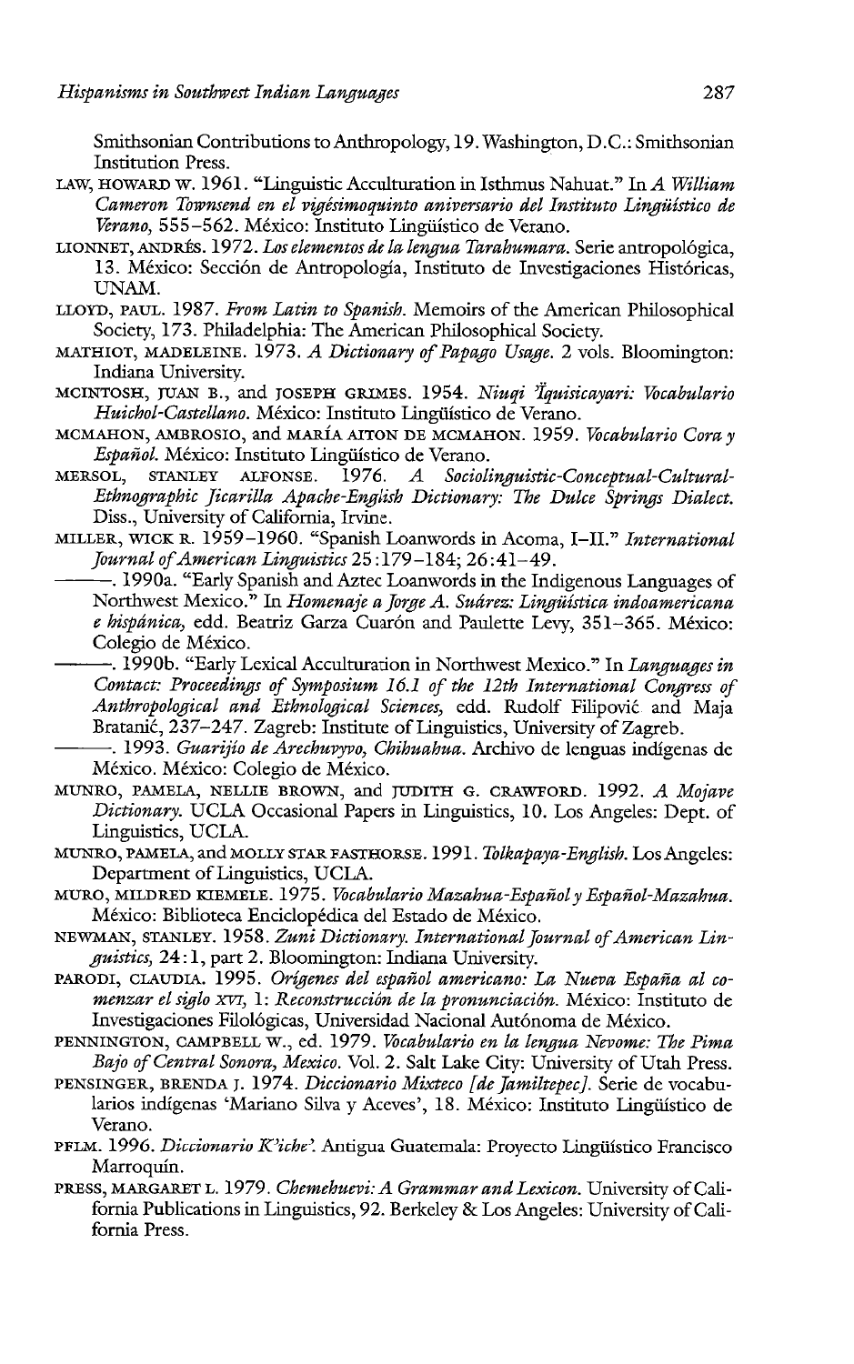Smithsonian Contributions to Anthropology, 19. Washington, D.C.: Smithsonian Institution Press.

LAW, HOWARD W. 1961. "Linguistic Acculturation in Isthmus Nahuat." In *A William Cameron Townsend en el vigésimoquinto aniversario del Instituto Lingüístico de Verano*, 555–562. México: Instituto Lingüístico de Verano.

LIONNET, ANDRÉS. 1972. *Los elementos de la lengua Tarahumara*. Serie antropológica, 13. México: Sección de Antropología, Instituto de Investigaciones Históricas, UNAM.

LLOYD, PAUL. 1987. *From Latin to Spanish*. Memoirs of the American Philosophical Society, 173. Philadelphia: The American Philosophical Society.

MATHIOT, MADELEINE. 1973. *A Dictionary of Papago Usage*. 2 vols. Bloomington: Indiana University.

MCINTOSH, JUAN B., and JOSEPH GRIMES. 1954. *Niuqi 'Ïquisicayari: Vocabulario Huichol-Castellano*. México: Instituto Lingüístico de Verano.

MCMAHON, AMBROSIO, and MARÍA AITON DE MCMAHON. 1959. *Vocabulario Cora y Español*. México: Instituto Lingüístico de Verano.

MERSOL, STANLEY ALFONSE. 1976. *A Sociolinguistic-Conceptual-Cultural-Ethnographic Jicarilla Apache-English Dictionary: The Dulce Springs Dialect*. Diss., University of California, Irvine.

MILLER, WICK R. 1959–1960. "Spanish Loanwords in Acoma, I–II." *International Journal of American Linguistics* 25:179–184; 26:41–49.

———. 1990a. "Early Spanish and Aztec Loanwords in the Indigenous Languages of Northwest Mexico." In *Homenaje a Jorge A. Suárez: Lingüística indoamericana e hispánica*, edd. Beatriz Garza Cuarón and Paulette Levy, 351–365. México: Colegio de México.

———. 1990b. "Early Lexical Acculturation in Northwest Mexico." In *Languages in Contact: Proceedings of Symposium 16.1 of the 12th International Congress of Anthropological and Ethnological Sciences*, edd. Rudolf Filipović and Maja Bratanić, 237–247. Zagreb: Institute of Linguistics, University of Zagreb.

———. 1993. *Guarijío de Arechuyvyo, Chihuahua*. Archivo de lenguas indígenas de México. México: Colegio de México.

MUNRO, PAMELA, NELLIE BROWN, and JUDITH G. CRAWFORD. 1992. *A Mojave Dictionary*. UCLA Occasional Papers in Linguistics, 10. Los Angeles: Dept. of Linguistics, UCLA.

MUNRO, PAMELA, and MOLLY STAR FASTHORSE. 1991. *Tolkapaya-English*. Los Angeles: Department of Linguistics, UCLA.

MURO, MILDRED KIEMELE. 1975. *Vocabulario Mazahua-Español y Español-Mazahua*. México: Biblioteca Enciclopédica del Estado de México.

NEWMAN, STANLEY. 1958. *Zuni Dictionary*. *International Journal of American Linguistics*, 24:1, part 2. Bloomington: Indiana University.

PARODI, CLAUDIA. 1995. *Orígenes del español americano: La Nueva España al comenzar el siglo XVI, 1: Reconstrucción de la pronunciación*. México: Instituto de Investigaciones Filológicas, Universidad Nacional Autónoma de México.

PENNINGTON, CAMPBELL W., ed. 1979. *Vocabulario en la lengua Nevome: The Pima Bajo of Central Sonora, Mexico*. Vol. 2. Salt Lake City: University of Utah Press.

PENSINGER, BRENDA J. 1974. *Diccionario Mixteco [de Jamiltepec]*. Serie de vocabularios indígenas 'Mariano Silva y Aceves', 18. México: Instituto Lingüístico de Verano.

PFLM. 1996. *Diccionario K'iche'*. Antigua Guatemala: Proyecto Lingüístico Francisco Marroquín.

PRESS, MARGARET L. 1979. *Chemehuevi: A Grammar and Lexicon*. University of California Publications in Linguistics, 92. Berkeley & Los Angeles: University of California Press.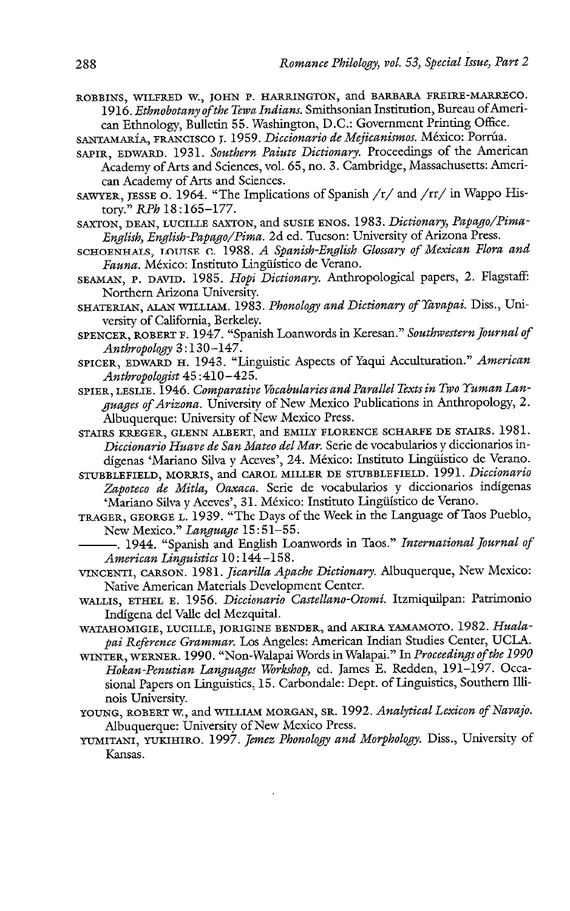ROBBINS, WILFRED W., JOHN P. HARRINGTON, and BARBARA FREIRE-MARRECO. 1916. *Ethnobotany of the Tewa Indians.* Smithsonian Institution, Bureau of American Ethnology, Bulletin 55. Washington, D.C.: Government Printing Office.

SANTAMARÍA, FRANCISCO J. 1959. *Diccionario de Mejicanismos.* México: Porrúa.

SAPIR, EDWARD. 1931. *Southern Paiute Dictionary.* Proceedings of the American Academy of Arts and Sciences, vol. 65, no. 3. Cambridge, Massachusetts: American Academy of Arts and Sciences.

SAWYER, JESSE O. 1964. "The Implications of Spanish /r/ and /rr/ in Wappo History." *RPh* 18:165–177.

SAXTON, DEAN, LUCILLE SAXTON, and SUSIE ENOS. 1983. *Dictionary, Papago/Pima-English, English-Papago/Pima.* 2d ed. Tucson: University of Arizona Press.

SCHOENHALS, LOUISE C. 1988. *A Spanish-English Glossary of Mexican Flora and Fauna.* México: Instituto Lingüístico de Verano.

SEAMAN, P. DAVID. 1985. *Hopi Dictionary.* Anthropological papers, 2. Flagstaff: Northern Arizona University.

SHATERIAN, ALAN WILLIAM. 1983. *Phonology and Dictionary of Yavapai.* Diss., University of California, Berkeley.

SPENCER, ROBERT F. 1947. "Spanish Loanwords in Keresan." *Southwestern Journal of Anthropology* 3:130–147.

SPICER, EDWARD H. 1943. "Linguistic Aspects of Yaqui Acculturation." *American Anthropologist* 45:410–425.

SPIER, LESLIE. 1946. *Comparative Vocabularies and Parallel Texts in Two Yuman Languages of Arizona.* University of New Mexico Publications in Anthropology, 2. Albuquerque: University of New Mexico Press.

STAIRS KREGER, GLENN ALBERT, and EMILY FLORENCE SCHARFE DE STAIRS. 1981. *Diccionario Huave de San Mateo del Mar.* Serie de vocabularios y diccionarios indígenas 'Mariano Silva y Aceves', 24. México: Instituto Lingüístico de Verano.

STUBBLEFIELD, MORRIS, and CAROL MILLER DE STUBBLEFIELD. 1991. *Diccionario Zapoteco de Mitla, Oaxaca.* Serie de vocabularios y diccionarios indígenas 'Mariano Silva y Aceves', 31. México: Instituto Lingüístico de Verano.

TRAGER, GEORGE L. 1939. "The Days of the Week in the Language of Taos Pueblo, New Mexico." *Language* 15:51–55.

———. 1944. "Spanish and English Loanwords in Taos." *International Journal of American Linguistics* 10:144–158.

VINCENTI, CARSON. 1981. *Jicarilla Apache Dictionary.* Albuquerque, New Mexico: Native American Materials Development Center.

WALLIS, ETHEL E. 1956. *Diccionario Castellano-Otomí.* Itzmiquilpan: Patrimonio Indígena del Valle del Mezquital.

WATAHOMIGIE, LUCILLE, JORIGINE BENDER, and AKIRA YAMAMOTO. 1982. *Hualapai Reference Grammar.* Los Angeles: American Indian Studies Center, UCLA.

WINTER, WERNER. 1990. "Non-Walapai Words in Walapai." In *Proceedings of the 1990 Hokan-Penutian Languages Workshop,* ed. James E. Redden, 191–197. Occasional Papers on Linguistics, 15. Carbondale: Dept. of Linguistics, Southern Illinois University.

YOUNG, ROBERT W., and WILLIAM MORGAN, SR. 1992. *Analytical Lexicon of Navajo.* Albuquerque: University of New Mexico Press.

YUMITANI, YUKIHIRO. 1997. *Jemez Phonology and Morphology.* Diss., University of Kansas.